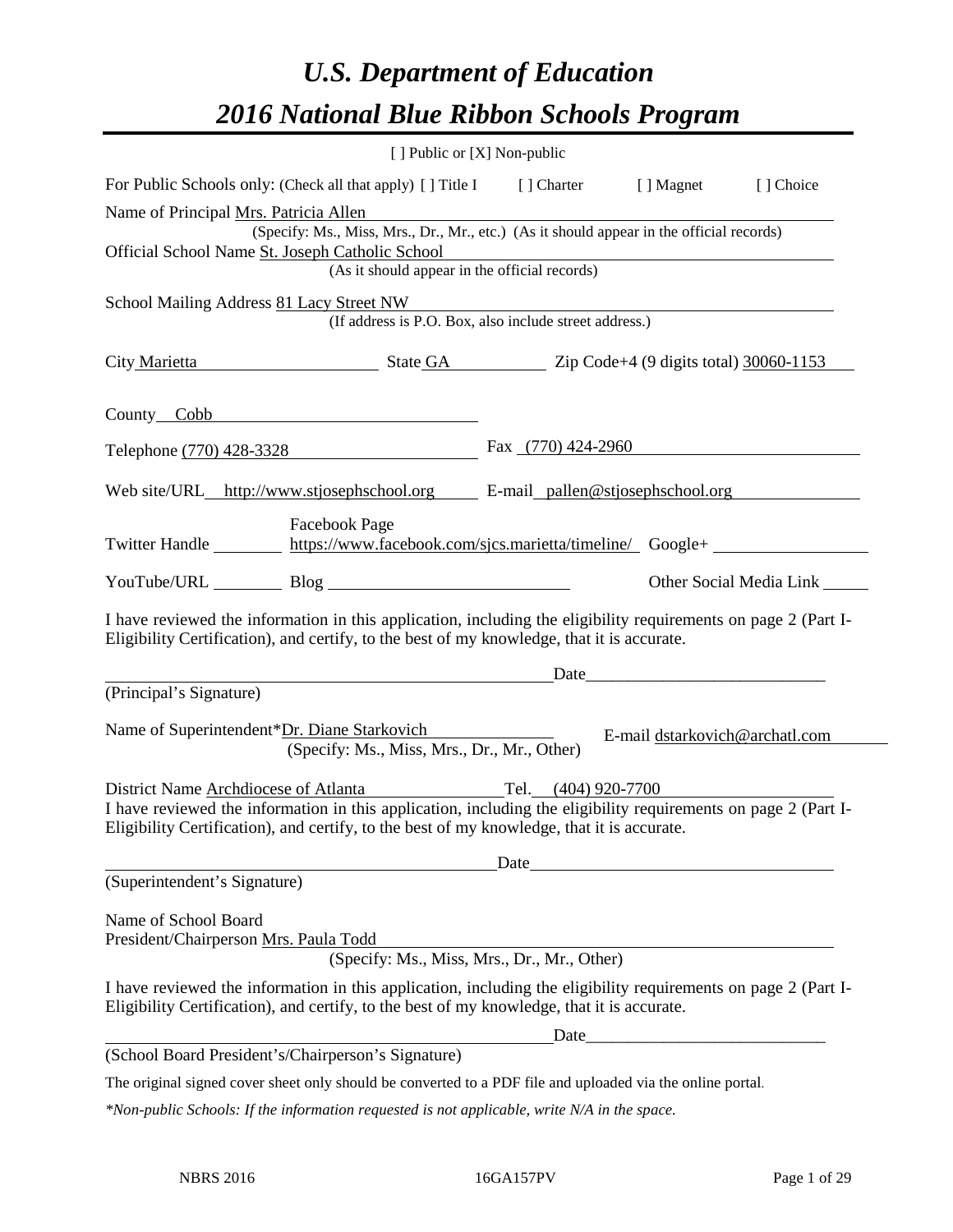# *U.S. Department of Education*

# *2016 National Blue Ribbon Schools Program*

[ ] Public or [X] Non-public

For Public Schools only: (Check all that apply) [ ] Title I [ ] Charter [ ] Magnet [ ] Choice

Name of Principal Mrs. Patricia Allen
(Specify: Ms., Miss, Mrs., Dr., Mr., etc.) (As it should appear in the official records)

Official School Name St. Joseph Catholic School
(As it should appear in the official records)

School Mailing Address 81 Lacy Street NW
(If address is P.O. Box, also include street address.)

City Marietta State GA Zip Code+4 (9 digits total) 30060-1153

County Cobb

Telephone (770) 428-3328 Fax (770) 424-2960

Web site/URL http://www.stjosephschool.org E-mail pallen@stjosephschool.org

Twitter Handle ________ Facebook Page https://www.facebook.com/sjcs.marietta/timeline/ Google+ ________

YouTube/URL ________ Blog ________ Other Social Media Link ________

I have reviewed the information in this application, including the eligibility requirements on page 2 (Part I-Eligibility Certification), and certify, to the best of my knowledge, that it is accurate.

_______________________________ Date_______________________
(Principal's Signature)

Name of Superintendent*Dr. Diane Starkovich E-mail dstarkovich@archatl.com
(Specify: Ms., Miss, Mrs., Dr., Mr., Other)

District Name Archdiocese of Atlanta Tel. (404) 920-7700

I have reviewed the information in this application, including the eligibility requirements on page 2 (Part I-Eligibility Certification), and certify, to the best of my knowledge, that it is accurate.

_______________________________ Date_______________________
(Superintendent's Signature)

Name of School Board
President/Chairperson Mrs. Paula Todd
(Specify: Ms., Miss, Mrs., Dr., Mr., Other)

I have reviewed the information in this application, including the eligibility requirements on page 2 (Part I-Eligibility Certification), and certify, to the best of my knowledge, that it is accurate.

_______________________________ Date_______________________
(School Board President's/Chairperson's Signature)

The original signed cover sheet only should be converted to a PDF file and uploaded via the online portal.

*\*Non-public Schools: If the information requested is not applicable, write N/A in the space.*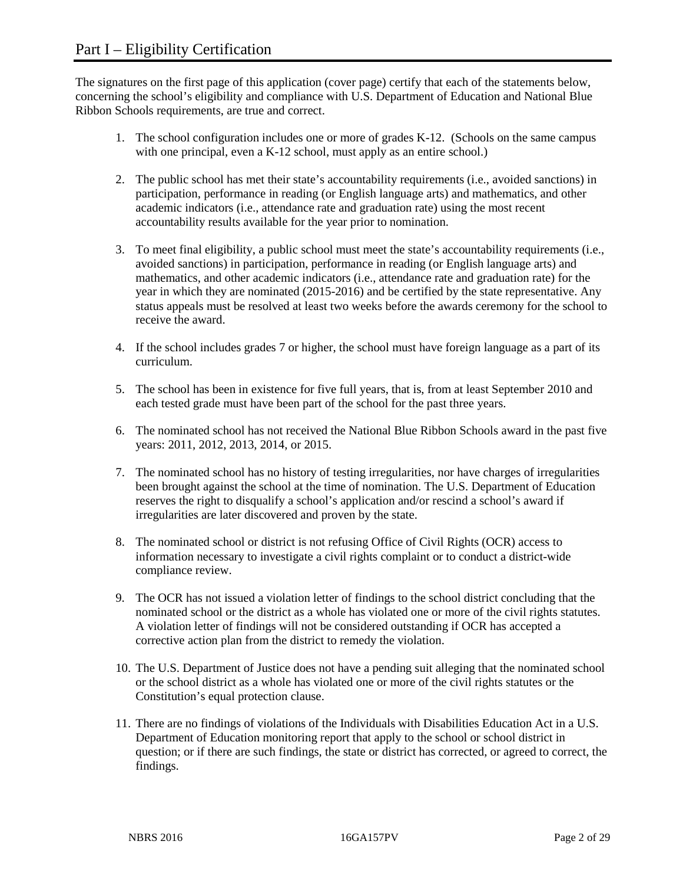# Part I – Eligibility Certification

The signatures on the first page of this application (cover page) certify that each of the statements below, concerning the school's eligibility and compliance with U.S. Department of Education and National Blue Ribbon Schools requirements, are true and correct.

1. The school configuration includes one or more of grades K-12. (Schools on the same campus with one principal, even a K-12 school, must apply as an entire school.)

2. The public school has met their state's accountability requirements (i.e., avoided sanctions) in participation, performance in reading (or English language arts) and mathematics, and other academic indicators (i.e., attendance rate and graduation rate) using the most recent accountability results available for the year prior to nomination.

3. To meet final eligibility, a public school must meet the state's accountability requirements (i.e., avoided sanctions) in participation, performance in reading (or English language arts) and mathematics, and other academic indicators (i.e., attendance rate and graduation rate) for the year in which they are nominated (2015-2016) and be certified by the state representative. Any status appeals must be resolved at least two weeks before the awards ceremony for the school to receive the award.

4. If the school includes grades 7 or higher, the school must have foreign language as a part of its curriculum.

5. The school has been in existence for five full years, that is, from at least September 2010 and each tested grade must have been part of the school for the past three years.

6. The nominated school has not received the National Blue Ribbon Schools award in the past five years: 2011, 2012, 2013, 2014, or 2015.

7. The nominated school has no history of testing irregularities, nor have charges of irregularities been brought against the school at the time of nomination. The U.S. Department of Education reserves the right to disqualify a school's application and/or rescind a school's award if irregularities are later discovered and proven by the state.

8. The nominated school or district is not refusing Office of Civil Rights (OCR) access to information necessary to investigate a civil rights complaint or to conduct a district-wide compliance review.

9. The OCR has not issued a violation letter of findings to the school district concluding that the nominated school or the district as a whole has violated one or more of the civil rights statutes. A violation letter of findings will not be considered outstanding if OCR has accepted a corrective action plan from the district to remedy the violation.

10. The U.S. Department of Justice does not have a pending suit alleging that the nominated school or the school district as a whole has violated one or more of the civil rights statutes or the Constitution's equal protection clause.

11. There are no findings of violations of the Individuals with Disabilities Education Act in a U.S. Department of Education monitoring report that apply to the school or school district in question; or if there are such findings, the state or district has corrected, or agreed to correct, the findings.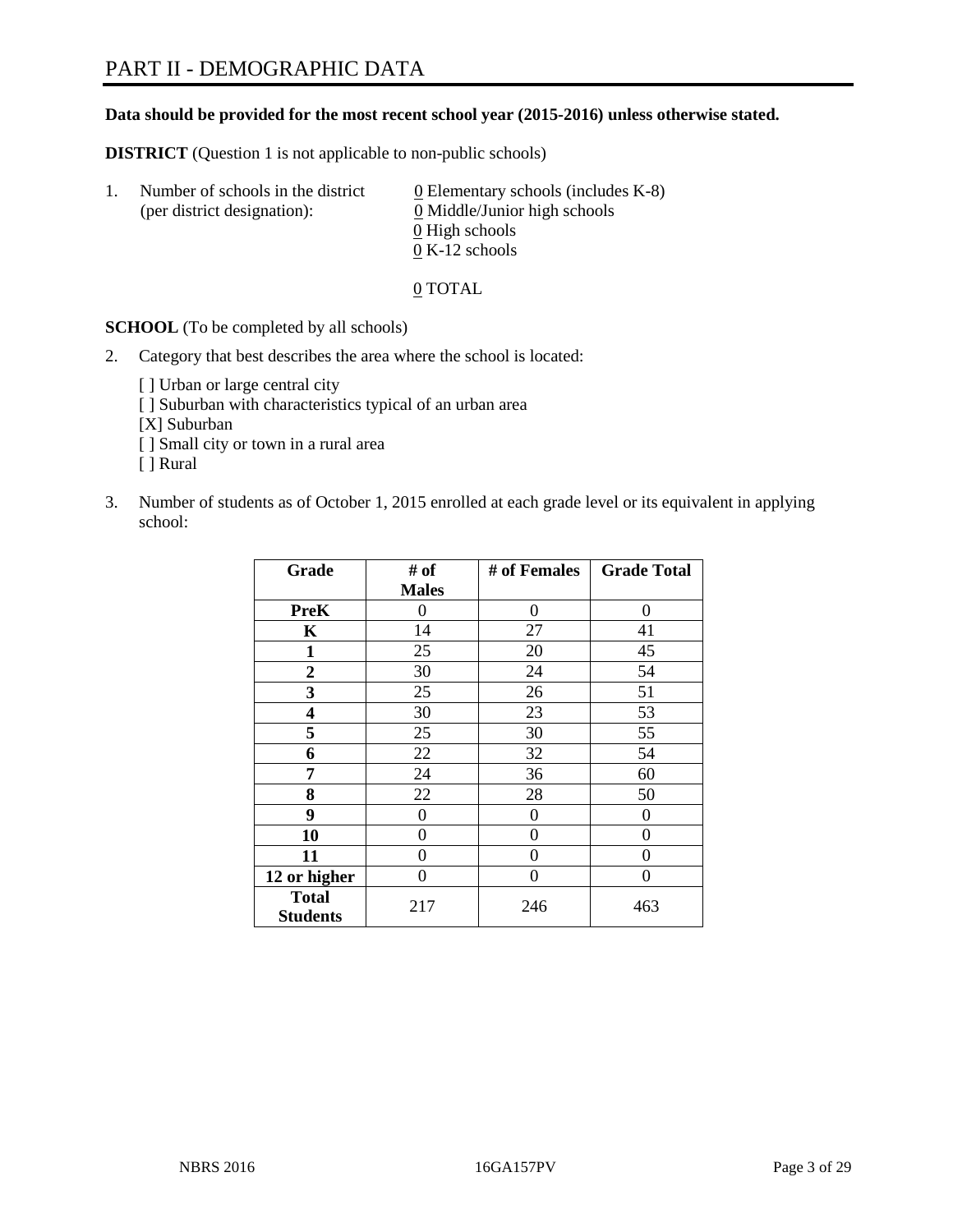# PART II - DEMOGRAPHIC DATA

**Data should be provided for the most recent school year (2015-2016) unless otherwise stated.**

**DISTRICT** (Question 1 is not applicable to non-public schools)

1. Number of schools in the district (per district designation):
   0 Elementary schools (includes K-8)
   0 Middle/Junior high schools
   0 High schools
   0 K-12 schools

   0 TOTAL

**SCHOOL** (To be completed by all schools)

2. Category that best describes the area where the school is located:

   [ ] Urban or large central city
   [ ] Suburban with characteristics typical of an urban area
   [X] Suburban
   [ ] Small city or town in a rural area
   [ ] Rural

3. Number of students as of October 1, 2015 enrolled at each grade level or its equivalent in applying school:

| Grade | # of Males | # of Females | Grade Total |
|---|---|---|---|
| **PreK** | 0 | 0 | 0 |
| **K** | 14 | 27 | 41 |
| **1** | 25 | 20 | 45 |
| **2** | 30 | 24 | 54 |
| **3** | 25 | 26 | 51 |
| **4** | 30 | 23 | 53 |
| **5** | 25 | 30 | 55 |
| **6** | 22 | 32 | 54 |
| **7** | 24 | 36 | 60 |
| **8** | 22 | 28 | 50 |
| **9** | 0 | 0 | 0 |
| **10** | 0 | 0 | 0 |
| **11** | 0 | 0 | 0 |
| **12 or higher** | 0 | 0 | 0 |
| **Total Students** | 217 | 246 | 463 |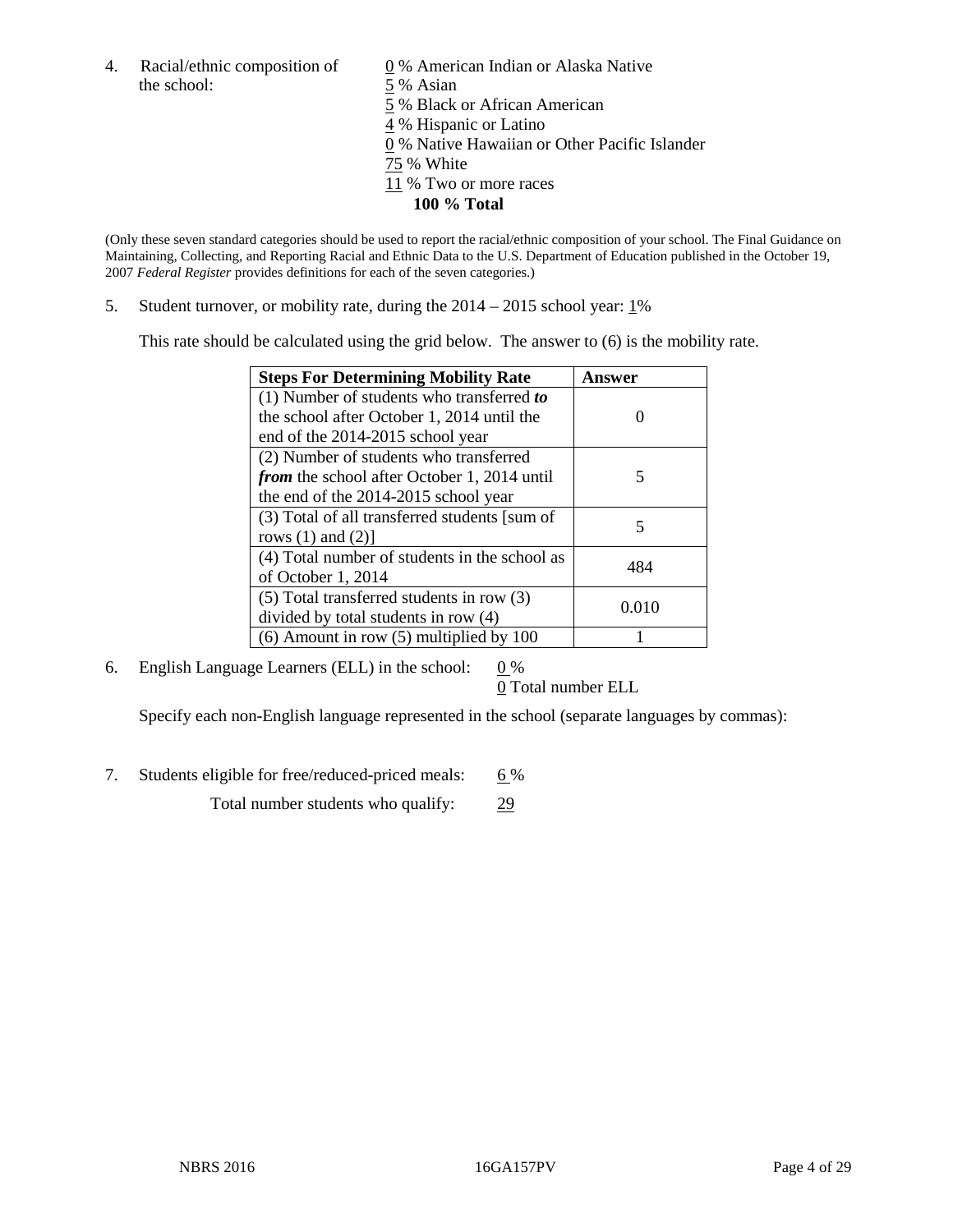4. Racial/ethnic composition of the school:

   0 % American Indian or Alaska Native
   5 % Asian
   5 % Black or African American
   4 % Hispanic or Latino
   0 % Native Hawaiian or Other Pacific Islander
   75 % White
   11 % Two or more races
   **100 % Total**

(Only these seven standard categories should be used to report the racial/ethnic composition of your school. The Final Guidance on Maintaining, Collecting, and Reporting Racial and Ethnic Data to the U.S. Department of Education published in the October 19, 2007 *Federal Register* provides definitions for each of the seven categories.)

5. Student turnover, or mobility rate, during the 2014 – 2015 school year: 1%

   This rate should be calculated using the grid below. The answer to (6) is the mobility rate.

| **Steps For Determining Mobility Rate** | **Answer** |
|---|---|
| (1) Number of students who transferred ***to*** the school after October 1, 2014 until the end of the 2014-2015 school year | 0 |
| (2) Number of students who transferred ***from*** the school after October 1, 2014 until the end of the 2014-2015 school year | 5 |
| (3) Total of all transferred students [sum of rows (1) and (2)] | 5 |
| (4) Total number of students in the school as of October 1, 2014 | 484 |
| (5) Total transferred students in row (3) divided by total students in row (4) | 0.010 |
| (6) Amount in row (5) multiplied by 100 | 1 |

6. English Language Learners (ELL) in the school: 0 %
   0 Total number ELL

   Specify each non-English language represented in the school (separate languages by commas):

7. Students eligible for free/reduced-priced meals: 6 %
   Total number students who qualify: 29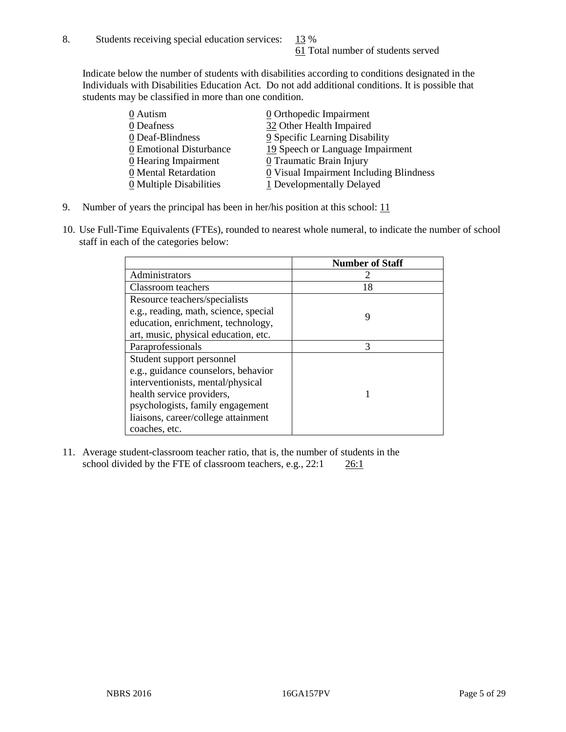8. Students receiving special education services: 13 %
61 Total number of students served

Indicate below the number of students with disabilities according to conditions designated in the Individuals with Disabilities Education Act. Do not add additional conditions. It is possible that students may be classified in more than one condition.

0 Autism
0 Deafness
0 Deaf-Blindness
0 Emotional Disturbance
0 Hearing Impairment
0 Mental Retardation
0 Multiple Disabilities
0 Orthopedic Impairment
32 Other Health Impaired
9 Specific Learning Disability
19 Speech or Language Impairment
0 Traumatic Brain Injury
0 Visual Impairment Including Blindness
1 Developmentally Delayed

9. Number of years the principal has been in her/his position at this school: 11

10. Use Full-Time Equivalents (FTEs), rounded to nearest whole numeral, to indicate the number of school staff in each of the categories below:

| | Number of Staff |
|---|---|
| Administrators | 2 |
| Classroom teachers | 18 |
| Resource teachers/specialists e.g., reading, math, science, special education, enrichment, technology, art, music, physical education, etc. | 9 |
| Paraprofessionals | 3 |
| Student support personnel e.g., guidance counselors, behavior interventionists, mental/physical health service providers, psychologists, family engagement liaisons, career/college attainment coaches, etc. | 1 |

11. Average student-classroom teacher ratio, that is, the number of students in the school divided by the FTE of classroom teachers, e.g., 22:1 26:1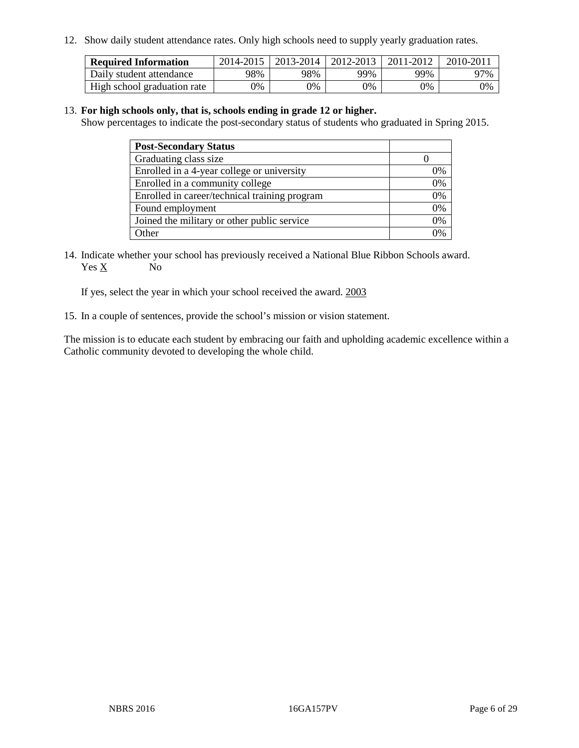12. Show daily student attendance rates. Only high schools need to supply yearly graduation rates.

| Required Information | 2014-2015 | 2013-2014 | 2012-2013 | 2011-2012 | 2010-2011 |
|---|---|---|---|---|---|
| Daily student attendance | 98% | 98% | 99% | 99% | 97% |
| High school graduation rate | 0% | 0% | 0% | 0% | 0% |

13. **For high schools only, that is, schools ending in grade 12 or higher.**
Show percentages to indicate the post-secondary status of students who graduated in Spring 2015.

| Post-Secondary Status | |
|---|---|
| Graduating class size | 0 |
| Enrolled in a 4-year college or university | 0% |
| Enrolled in a community college | 0% |
| Enrolled in career/technical training program | 0% |
| Found employment | 0% |
| Joined the military or other public service | 0% |
| Other | 0% |

14. Indicate whether your school has previously received a National Blue Ribbon Schools award.
Yes X No

If yes, select the year in which your school received the award. 2003

15. In a couple of sentences, provide the school's mission or vision statement.

The mission is to educate each student by embracing our faith and upholding academic excellence within a Catholic community devoted to developing the whole child.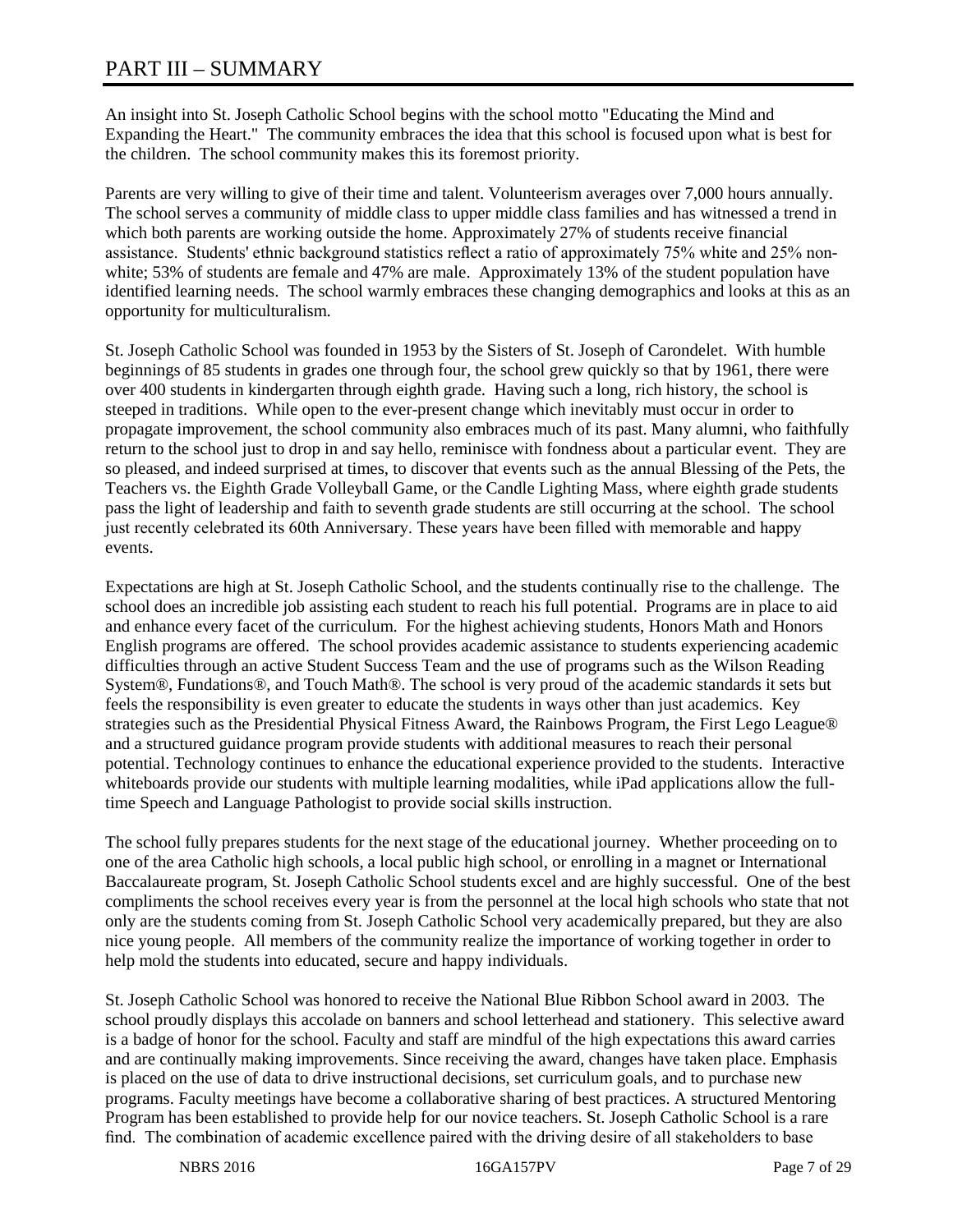# PART III – SUMMARY

An insight into St. Joseph Catholic School begins with the school motto "Educating the Mind and Expanding the Heart." The community embraces the idea that this school is focused upon what is best for the children. The school community makes this its foremost priority.

Parents are very willing to give of their time and talent. Volunteerism averages over 7,000 hours annually. The school serves a community of middle class to upper middle class families and has witnessed a trend in which both parents are working outside the home. Approximately 27% of students receive financial assistance. Students' ethnic background statistics reflect a ratio of approximately 75% white and 25% non-white; 53% of students are female and 47% are male. Approximately 13% of the student population have identified learning needs. The school warmly embraces these changing demographics and looks at this as an opportunity for multiculturalism.

St. Joseph Catholic School was founded in 1953 by the Sisters of St. Joseph of Carondelet. With humble beginnings of 85 students in grades one through four, the school grew quickly so that by 1961, there were over 400 students in kindergarten through eighth grade. Having such a long, rich history, the school is steeped in traditions. While open to the ever-present change which inevitably must occur in order to propagate improvement, the school community also embraces much of its past. Many alumni, who faithfully return to the school just to drop in and say hello, reminisce with fondness about a particular event. They are so pleased, and indeed surprised at times, to discover that events such as the annual Blessing of the Pets, the Teachers vs. the Eighth Grade Volleyball Game, or the Candle Lighting Mass, where eighth grade students pass the light of leadership and faith to seventh grade students are still occurring at the school. The school just recently celebrated its 60th Anniversary. These years have been filled with memorable and happy events.

Expectations are high at St. Joseph Catholic School, and the students continually rise to the challenge. The school does an incredible job assisting each student to reach his full potential. Programs are in place to aid and enhance every facet of the curriculum. For the highest achieving students, Honors Math and Honors English programs are offered. The school provides academic assistance to students experiencing academic difficulties through an active Student Success Team and the use of programs such as the Wilson Reading System®, Fundations®, and Touch Math®. The school is very proud of the academic standards it sets but feels the responsibility is even greater to educate the students in ways other than just academics. Key strategies such as the Presidential Physical Fitness Award, the Rainbows Program, the First Lego League® and a structured guidance program provide students with additional measures to reach their personal potential. Technology continues to enhance the educational experience provided to the students. Interactive whiteboards provide our students with multiple learning modalities, while iPad applications allow the full-time Speech and Language Pathologist to provide social skills instruction.

The school fully prepares students for the next stage of the educational journey. Whether proceeding on to one of the area Catholic high schools, a local public high school, or enrolling in a magnet or International Baccalaureate program, St. Joseph Catholic School students excel and are highly successful. One of the best compliments the school receives every year is from the personnel at the local high schools who state that not only are the students coming from St. Joseph Catholic School very academically prepared, but they are also nice young people. All members of the community realize the importance of working together in order to help mold the students into educated, secure and happy individuals.

St. Joseph Catholic School was honored to receive the National Blue Ribbon School award in 2003. The school proudly displays this accolade on banners and school letterhead and stationery. This selective award is a badge of honor for the school. Faculty and staff are mindful of the high expectations this award carries and are continually making improvements. Since receiving the award, changes have taken place. Emphasis is placed on the use of data to drive instructional decisions, set curriculum goals, and to purchase new programs. Faculty meetings have become a collaborative sharing of best practices. A structured Mentoring Program has been established to provide help for our novice teachers. St. Joseph Catholic School is a rare find. The combination of academic excellence paired with the driving desire of all stakeholders to base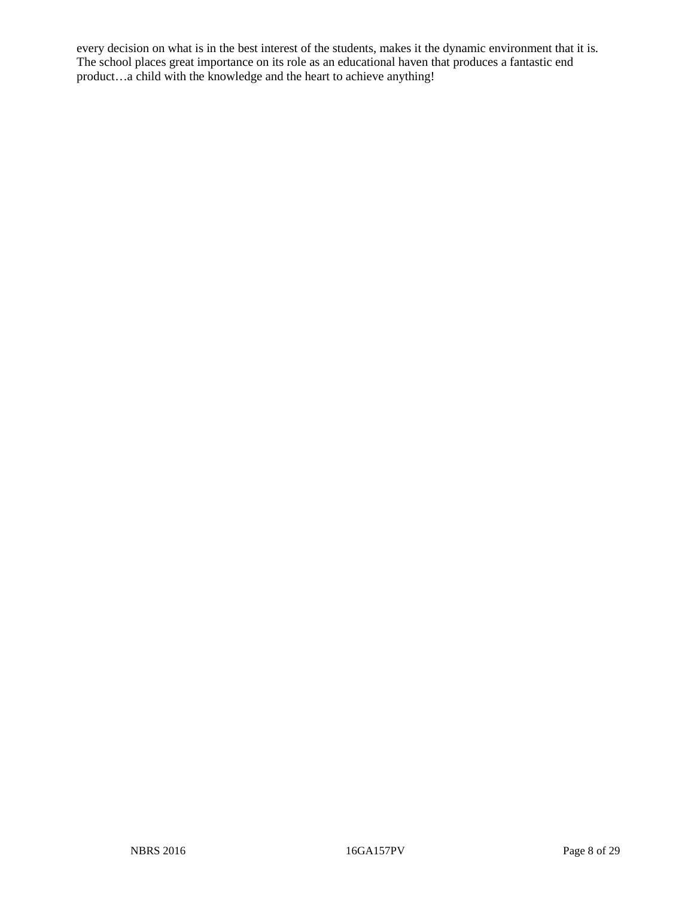every decision on what is in the best interest of the students, makes it the dynamic environment that it is. The school places great importance on its role as an educational haven that produces a fantastic end product…a child with the knowledge and the heart to achieve anything!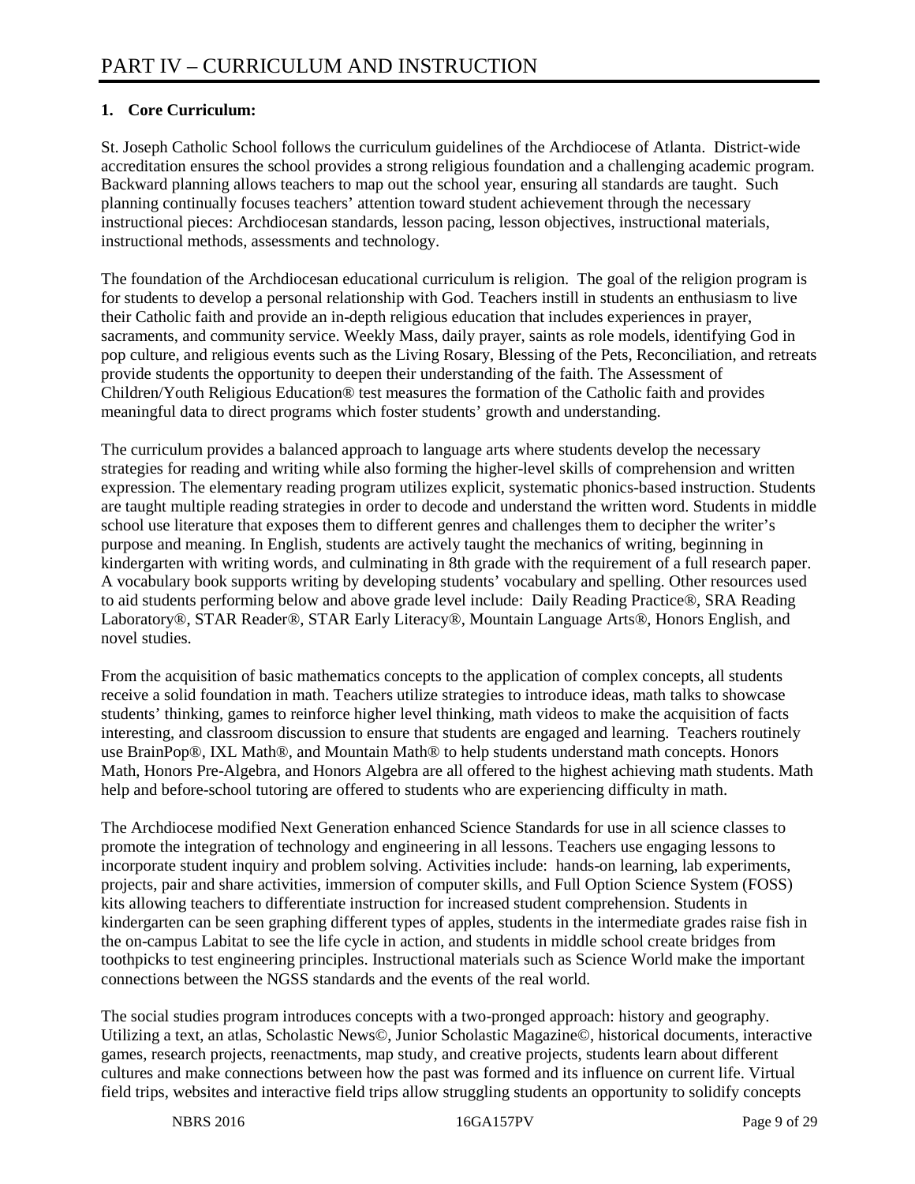# PART IV – CURRICULUM AND INSTRUCTION

**1. Core Curriculum:**

St. Joseph Catholic School follows the curriculum guidelines of the Archdiocese of Atlanta. District-wide accreditation ensures the school provides a strong religious foundation and a challenging academic program. Backward planning allows teachers to map out the school year, ensuring all standards are taught. Such planning continually focuses teachers' attention toward student achievement through the necessary instructional pieces: Archdiocesan standards, lesson pacing, lesson objectives, instructional materials, instructional methods, assessments and technology.

The foundation of the Archdiocesan educational curriculum is religion. The goal of the religion program is for students to develop a personal relationship with God. Teachers instill in students an enthusiasm to live their Catholic faith and provide an in-depth religious education that includes experiences in prayer, sacraments, and community service. Weekly Mass, daily prayer, saints as role models, identifying God in pop culture, and religious events such as the Living Rosary, Blessing of the Pets, Reconciliation, and retreats provide students the opportunity to deepen their understanding of the faith. The Assessment of Children/Youth Religious Education® test measures the formation of the Catholic faith and provides meaningful data to direct programs which foster students' growth and understanding.

The curriculum provides a balanced approach to language arts where students develop the necessary strategies for reading and writing while also forming the higher-level skills of comprehension and written expression. The elementary reading program utilizes explicit, systematic phonics-based instruction. Students are taught multiple reading strategies in order to decode and understand the written word. Students in middle school use literature that exposes them to different genres and challenges them to decipher the writer's purpose and meaning. In English, students are actively taught the mechanics of writing, beginning in kindergarten with writing words, and culminating in 8th grade with the requirement of a full research paper. A vocabulary book supports writing by developing students' vocabulary and spelling. Other resources used to aid students performing below and above grade level include: Daily Reading Practice®, SRA Reading Laboratory®, STAR Reader®, STAR Early Literacy®, Mountain Language Arts®, Honors English, and novel studies.

From the acquisition of basic mathematics concepts to the application of complex concepts, all students receive a solid foundation in math. Teachers utilize strategies to introduce ideas, math talks to showcase students' thinking, games to reinforce higher level thinking, math videos to make the acquisition of facts interesting, and classroom discussion to ensure that students are engaged and learning. Teachers routinely use BrainPop®, IXL Math®, and Mountain Math® to help students understand math concepts. Honors Math, Honors Pre-Algebra, and Honors Algebra are all offered to the highest achieving math students. Math help and before-school tutoring are offered to students who are experiencing difficulty in math.

The Archdiocese modified Next Generation enhanced Science Standards for use in all science classes to promote the integration of technology and engineering in all lessons. Teachers use engaging lessons to incorporate student inquiry and problem solving. Activities include: hands-on learning, lab experiments, projects, pair and share activities, immersion of computer skills, and Full Option Science System (FOSS) kits allowing teachers to differentiate instruction for increased student comprehension. Students in kindergarten can be seen graphing different types of apples, students in the intermediate grades raise fish in the on-campus Labitat to see the life cycle in action, and students in middle school create bridges from toothpicks to test engineering principles. Instructional materials such as Science World make the important connections between the NGSS standards and the events of the real world.

The social studies program introduces concepts with a two-pronged approach: history and geography. Utilizing a text, an atlas, Scholastic News©, Junior Scholastic Magazine©, historical documents, interactive games, research projects, reenactments, map study, and creative projects, students learn about different cultures and make connections between how the past was formed and its influence on current life. Virtual field trips, websites and interactive field trips allow struggling students an opportunity to solidify concepts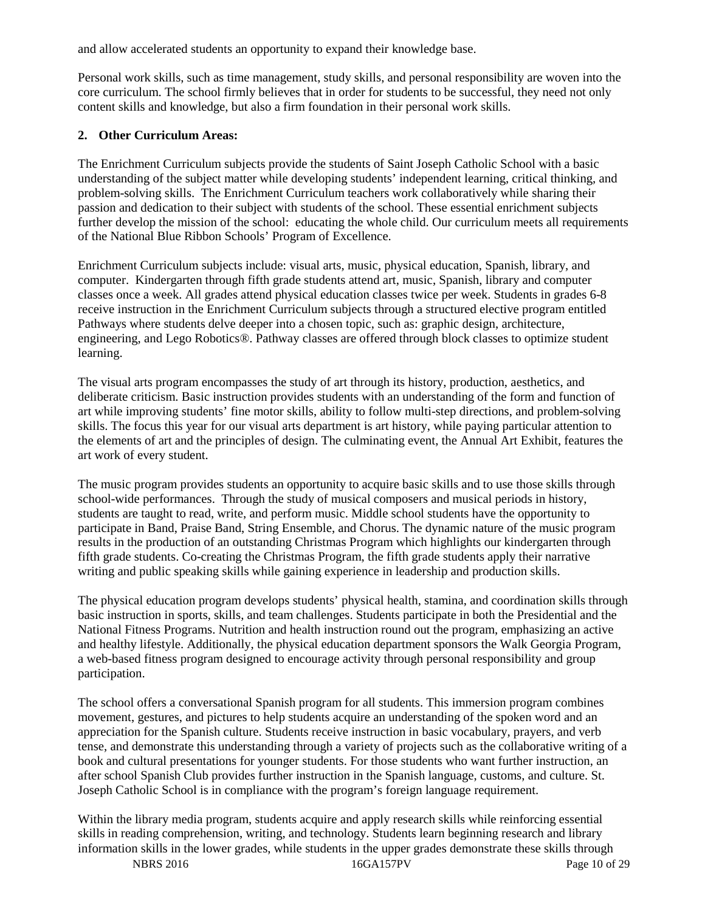and allow accelerated students an opportunity to expand their knowledge base.

Personal work skills, such as time management, study skills, and personal responsibility are woven into the core curriculum. The school firmly believes that in order for students to be successful, they need not only content skills and knowledge, but also a firm foundation in their personal work skills.

**2. Other Curriculum Areas:**

The Enrichment Curriculum subjects provide the students of Saint Joseph Catholic School with a basic understanding of the subject matter while developing students' independent learning, critical thinking, and problem-solving skills. The Enrichment Curriculum teachers work collaboratively while sharing their passion and dedication to their subject with students of the school. These essential enrichment subjects further develop the mission of the school: educating the whole child. Our curriculum meets all requirements of the National Blue Ribbon Schools' Program of Excellence.

Enrichment Curriculum subjects include: visual arts, music, physical education, Spanish, library, and computer. Kindergarten through fifth grade students attend art, music, Spanish, library and computer classes once a week. All grades attend physical education classes twice per week. Students in grades 6-8 receive instruction in the Enrichment Curriculum subjects through a structured elective program entitled Pathways where students delve deeper into a chosen topic, such as: graphic design, architecture, engineering, and Lego Robotics®. Pathway classes are offered through block classes to optimize student learning.

The visual arts program encompasses the study of art through its history, production, aesthetics, and deliberate criticism. Basic instruction provides students with an understanding of the form and function of art while improving students' fine motor skills, ability to follow multi-step directions, and problem-solving skills. The focus this year for our visual arts department is art history, while paying particular attention to the elements of art and the principles of design. The culminating event, the Annual Art Exhibit, features the art work of every student.

The music program provides students an opportunity to acquire basic skills and to use those skills through school-wide performances. Through the study of musical composers and musical periods in history, students are taught to read, write, and perform music. Middle school students have the opportunity to participate in Band, Praise Band, String Ensemble, and Chorus. The dynamic nature of the music program results in the production of an outstanding Christmas Program which highlights our kindergarten through fifth grade students. Co-creating the Christmas Program, the fifth grade students apply their narrative writing and public speaking skills while gaining experience in leadership and production skills.

The physical education program develops students' physical health, stamina, and coordination skills through basic instruction in sports, skills, and team challenges. Students participate in both the Presidential and the National Fitness Programs. Nutrition and health instruction round out the program, emphasizing an active and healthy lifestyle. Additionally, the physical education department sponsors the Walk Georgia Program, a web-based fitness program designed to encourage activity through personal responsibility and group participation.

The school offers a conversational Spanish program for all students. This immersion program combines movement, gestures, and pictures to help students acquire an understanding of the spoken word and an appreciation for the Spanish culture. Students receive instruction in basic vocabulary, prayers, and verb tense, and demonstrate this understanding through a variety of projects such as the collaborative writing of a book and cultural presentations for younger students. For those students who want further instruction, an after school Spanish Club provides further instruction in the Spanish language, customs, and culture. St. Joseph Catholic School is in compliance with the program's foreign language requirement.

Within the library media program, students acquire and apply research skills while reinforcing essential skills in reading comprehension, writing, and technology. Students learn beginning research and library information skills in the lower grades, while students in the upper grades demonstrate these skills through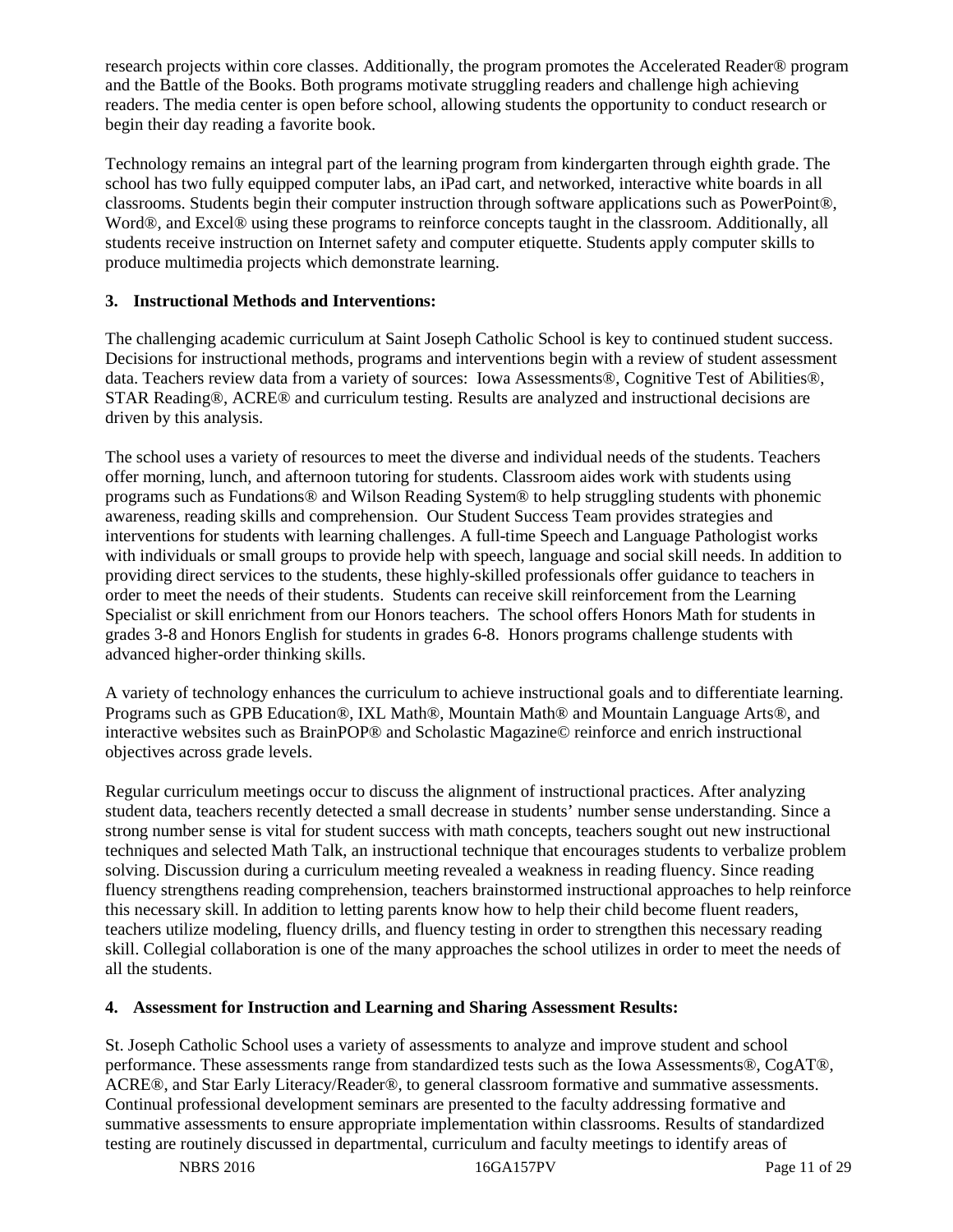research projects within core classes. Additionally, the program promotes the Accelerated Reader® program and the Battle of the Books. Both programs motivate struggling readers and challenge high achieving readers. The media center is open before school, allowing students the opportunity to conduct research or begin their day reading a favorite book.

Technology remains an integral part of the learning program from kindergarten through eighth grade. The school has two fully equipped computer labs, an iPad cart, and networked, interactive white boards in all classrooms. Students begin their computer instruction through software applications such as PowerPoint®, Word®, and Excel® using these programs to reinforce concepts taught in the classroom. Additionally, all students receive instruction on Internet safety and computer etiquette. Students apply computer skills to produce multimedia projects which demonstrate learning.

**3. Instructional Methods and Interventions:**

The challenging academic curriculum at Saint Joseph Catholic School is key to continued student success. Decisions for instructional methods, programs and interventions begin with a review of student assessment data. Teachers review data from a variety of sources: Iowa Assessments®, Cognitive Test of Abilities®, STAR Reading®, ACRE® and curriculum testing. Results are analyzed and instructional decisions are driven by this analysis.

The school uses a variety of resources to meet the diverse and individual needs of the students. Teachers offer morning, lunch, and afternoon tutoring for students. Classroom aides work with students using programs such as Fundations® and Wilson Reading System® to help struggling students with phonemic awareness, reading skills and comprehension. Our Student Success Team provides strategies and interventions for students with learning challenges. A full-time Speech and Language Pathologist works with individuals or small groups to provide help with speech, language and social skill needs. In addition to providing direct services to the students, these highly-skilled professionals offer guidance to teachers in order to meet the needs of their students. Students can receive skill reinforcement from the Learning Specialist or skill enrichment from our Honors teachers. The school offers Honors Math for students in grades 3-8 and Honors English for students in grades 6-8. Honors programs challenge students with advanced higher-order thinking skills.

A variety of technology enhances the curriculum to achieve instructional goals and to differentiate learning. Programs such as GPB Education®, IXL Math®, Mountain Math® and Mountain Language Arts®, and interactive websites such as BrainPOP® and Scholastic Magazine© reinforce and enrich instructional objectives across grade levels.

Regular curriculum meetings occur to discuss the alignment of instructional practices. After analyzing student data, teachers recently detected a small decrease in students' number sense understanding. Since a strong number sense is vital for student success with math concepts, teachers sought out new instructional techniques and selected Math Talk, an instructional technique that encourages students to verbalize problem solving. Discussion during a curriculum meeting revealed a weakness in reading fluency. Since reading fluency strengthens reading comprehension, teachers brainstormed instructional approaches to help reinforce this necessary skill. In addition to letting parents know how to help their child become fluent readers, teachers utilize modeling, fluency drills, and fluency testing in order to strengthen this necessary reading skill. Collegial collaboration is one of the many approaches the school utilizes in order to meet the needs of all the students.

**4. Assessment for Instruction and Learning and Sharing Assessment Results:**

St. Joseph Catholic School uses a variety of assessments to analyze and improve student and school performance. These assessments range from standardized tests such as the Iowa Assessments®, CogAT®, ACRE®, and Star Early Literacy/Reader®, to general classroom formative and summative assessments. Continual professional development seminars are presented to the faculty addressing formative and summative assessments to ensure appropriate implementation within classrooms. Results of standardized testing are routinely discussed in departmental, curriculum and faculty meetings to identify areas of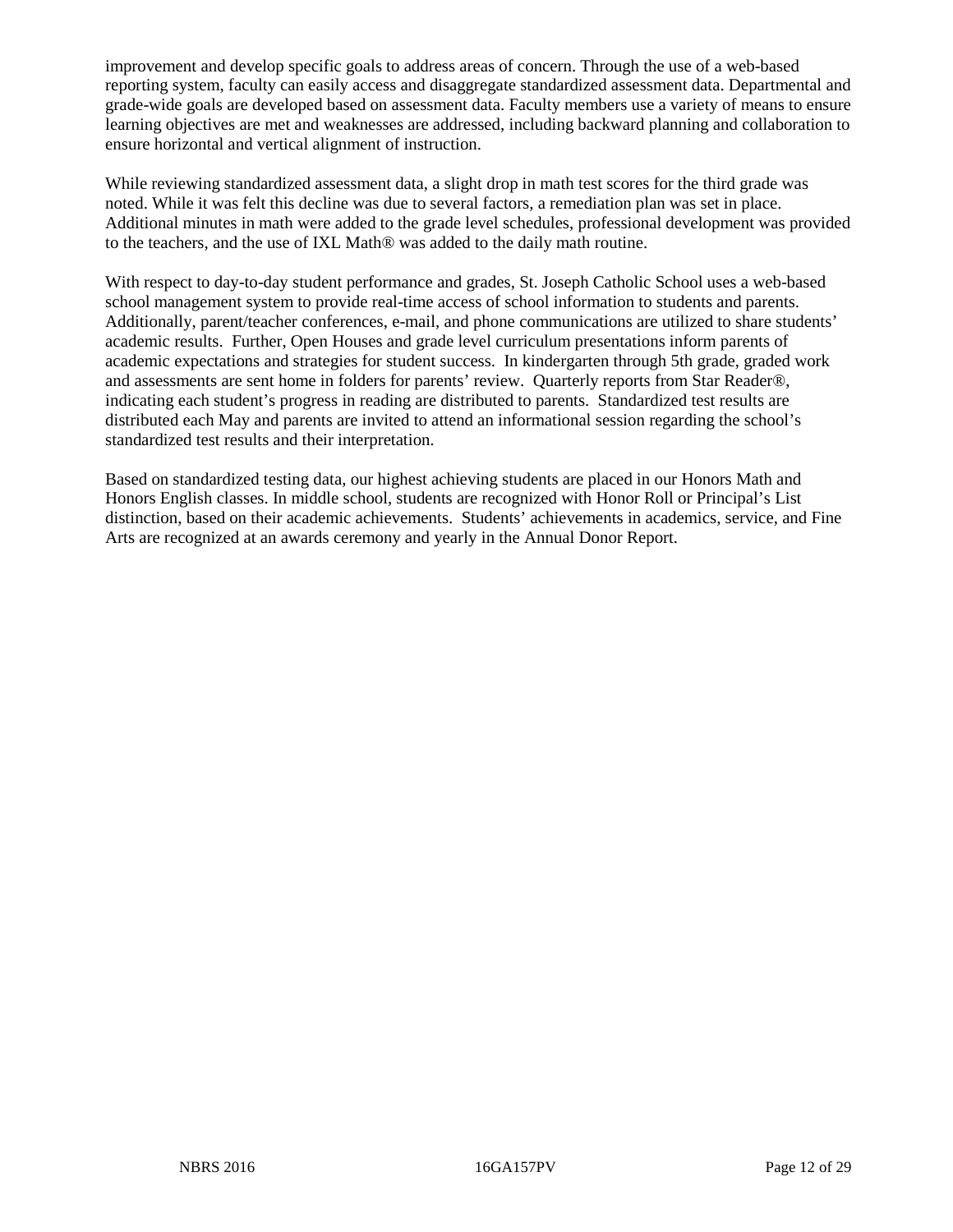improvement and develop specific goals to address areas of concern. Through the use of a web-based reporting system, faculty can easily access and disaggregate standardized assessment data. Departmental and grade-wide goals are developed based on assessment data. Faculty members use a variety of means to ensure learning objectives are met and weaknesses are addressed, including backward planning and collaboration to ensure horizontal and vertical alignment of instruction.

While reviewing standardized assessment data, a slight drop in math test scores for the third grade was noted. While it was felt this decline was due to several factors, a remediation plan was set in place. Additional minutes in math were added to the grade level schedules, professional development was provided to the teachers, and the use of IXL Math® was added to the daily math routine.

With respect to day-to-day student performance and grades, St. Joseph Catholic School uses a web-based school management system to provide real-time access of school information to students and parents. Additionally, parent/teacher conferences, e-mail, and phone communications are utilized to share students' academic results. Further, Open Houses and grade level curriculum presentations inform parents of academic expectations and strategies for student success. In kindergarten through 5th grade, graded work and assessments are sent home in folders for parents' review. Quarterly reports from Star Reader®, indicating each student's progress in reading are distributed to parents. Standardized test results are distributed each May and parents are invited to attend an informational session regarding the school's standardized test results and their interpretation.

Based on standardized testing data, our highest achieving students are placed in our Honors Math and Honors English classes. In middle school, students are recognized with Honor Roll or Principal's List distinction, based on their academic achievements. Students' achievements in academics, service, and Fine Arts are recognized at an awards ceremony and yearly in the Annual Donor Report.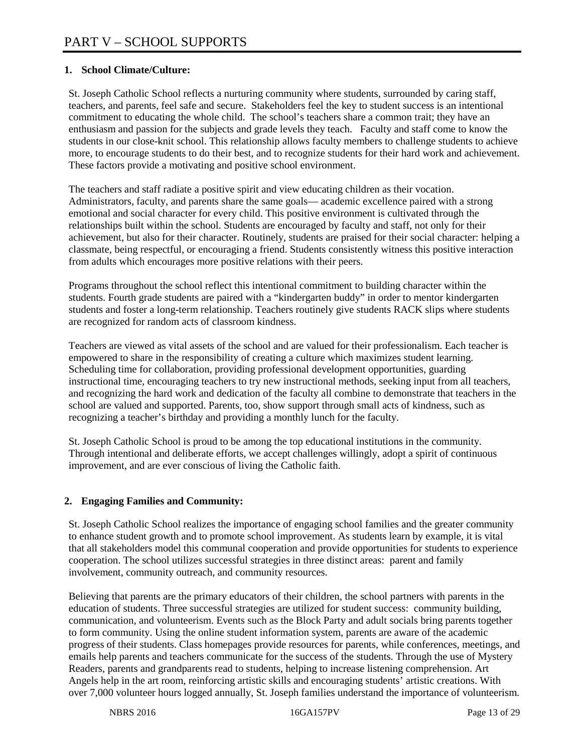# PART V – SCHOOL SUPPORTS

**1. School Climate/Culture:**

St. Joseph Catholic School reflects a nurturing community where students, surrounded by caring staff, teachers, and parents, feel safe and secure. Stakeholders feel the key to student success is an intentional commitment to educating the whole child. The school's teachers share a common trait; they have an enthusiasm and passion for the subjects and grade levels they teach. Faculty and staff come to know the students in our close-knit school. This relationship allows faculty members to challenge students to achieve more, to encourage students to do their best, and to recognize students for their hard work and achievement. These factors provide a motivating and positive school environment.

The teachers and staff radiate a positive spirit and view educating children as their vocation. Administrators, faculty, and parents share the same goals— academic excellence paired with a strong emotional and social character for every child. This positive environment is cultivated through the relationships built within the school. Students are encouraged by faculty and staff, not only for their achievement, but also for their character. Routinely, students are praised for their social character: helping a classmate, being respectful, or encouraging a friend. Students consistently witness this positive interaction from adults which encourages more positive relations with their peers.

Programs throughout the school reflect this intentional commitment to building character within the students. Fourth grade students are paired with a "kindergarten buddy" in order to mentor kindergarten students and foster a long-term relationship. Teachers routinely give students RACK slips where students are recognized for random acts of classroom kindness.

Teachers are viewed as vital assets of the school and are valued for their professionalism. Each teacher is empowered to share in the responsibility of creating a culture which maximizes student learning. Scheduling time for collaboration, providing professional development opportunities, guarding instructional time, encouraging teachers to try new instructional methods, seeking input from all teachers, and recognizing the hard work and dedication of the faculty all combine to demonstrate that teachers in the school are valued and supported. Parents, too, show support through small acts of kindness, such as recognizing a teacher's birthday and providing a monthly lunch for the faculty.

St. Joseph Catholic School is proud to be among the top educational institutions in the community. Through intentional and deliberate efforts, we accept challenges willingly, adopt a spirit of continuous improvement, and are ever conscious of living the Catholic faith.

**2. Engaging Families and Community:**

St. Joseph Catholic School realizes the importance of engaging school families and the greater community to enhance student growth and to promote school improvement. As students learn by example, it is vital that all stakeholders model this communal cooperation and provide opportunities for students to experience cooperation. The school utilizes successful strategies in three distinct areas: parent and family involvement, community outreach, and community resources.

Believing that parents are the primary educators of their children, the school partners with parents in the education of students. Three successful strategies are utilized for student success: community building, communication, and volunteerism. Events such as the Block Party and adult socials bring parents together to form community. Using the online student information system, parents are aware of the academic progress of their students. Class homepages provide resources for parents, while conferences, meetings, and emails help parents and teachers communicate for the success of the students. Through the use of Mystery Readers, parents and grandparents read to students, helping to increase listening comprehension. Art Angels help in the art room, reinforcing artistic skills and encouraging students' artistic creations. With over 7,000 volunteer hours logged annually, St. Joseph families understand the importance of volunteerism.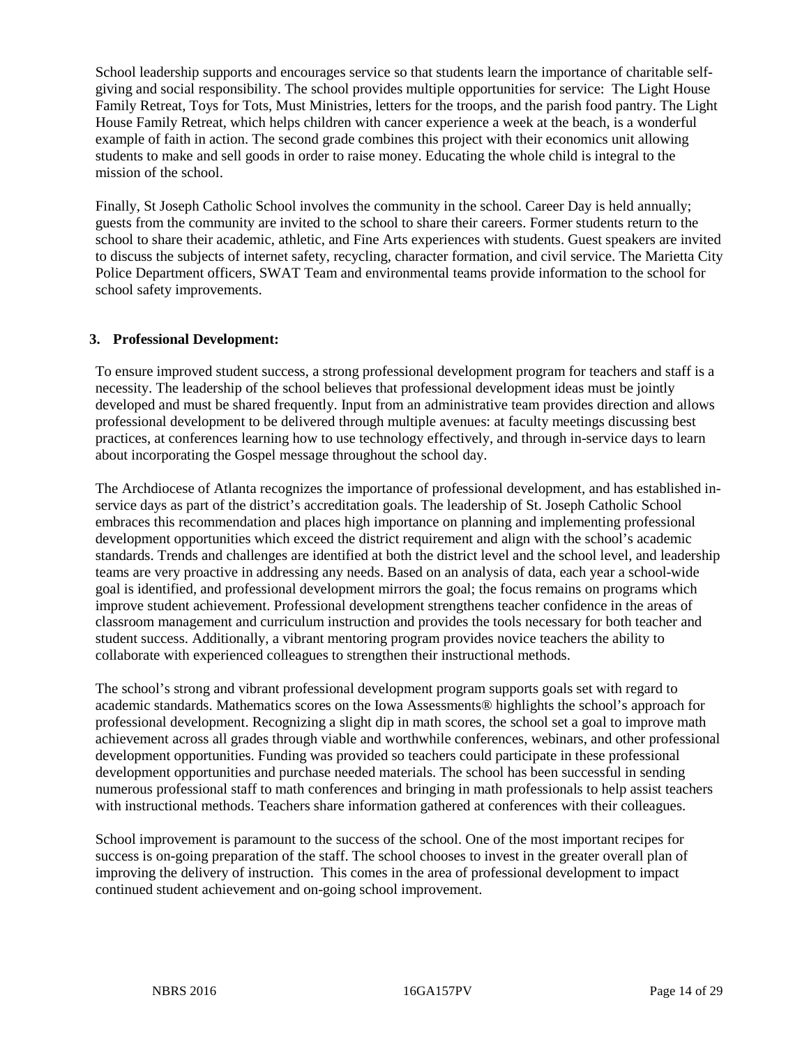School leadership supports and encourages service so that students learn the importance of charitable self-giving and social responsibility. The school provides multiple opportunities for service: The Light House Family Retreat, Toys for Tots, Must Ministries, letters for the troops, and the parish food pantry. The Light House Family Retreat, which helps children with cancer experience a week at the beach, is a wonderful example of faith in action. The second grade combines this project with their economics unit allowing students to make and sell goods in order to raise money. Educating the whole child is integral to the mission of the school.

Finally, St Joseph Catholic School involves the community in the school. Career Day is held annually; guests from the community are invited to the school to share their careers. Former students return to the school to share their academic, athletic, and Fine Arts experiences with students. Guest speakers are invited to discuss the subjects of internet safety, recycling, character formation, and civil service. The Marietta City Police Department officers, SWAT Team and environmental teams provide information to the school for school safety improvements.

### 3. Professional Development:

To ensure improved student success, a strong professional development program for teachers and staff is a necessity. The leadership of the school believes that professional development ideas must be jointly developed and must be shared frequently. Input from an administrative team provides direction and allows professional development to be delivered through multiple avenues: at faculty meetings discussing best practices, at conferences learning how to use technology effectively, and through in-service days to learn about incorporating the Gospel message throughout the school day.

The Archdiocese of Atlanta recognizes the importance of professional development, and has established in-service days as part of the district's accreditation goals. The leadership of St. Joseph Catholic School embraces this recommendation and places high importance on planning and implementing professional development opportunities which exceed the district requirement and align with the school's academic standards. Trends and challenges are identified at both the district level and the school level, and leadership teams are very proactive in addressing any needs. Based on an analysis of data, each year a school-wide goal is identified, and professional development mirrors the goal; the focus remains on programs which improve student achievement. Professional development strengthens teacher confidence in the areas of classroom management and curriculum instruction and provides the tools necessary for both teacher and student success. Additionally, a vibrant mentoring program provides novice teachers the ability to collaborate with experienced colleagues to strengthen their instructional methods.

The school's strong and vibrant professional development program supports goals set with regard to academic standards. Mathematics scores on the Iowa Assessments® highlights the school's approach for professional development. Recognizing a slight dip in math scores, the school set a goal to improve math achievement across all grades through viable and worthwhile conferences, webinars, and other professional development opportunities. Funding was provided so teachers could participate in these professional development opportunities and purchase needed materials. The school has been successful in sending numerous professional staff to math conferences and bringing in math professionals to help assist teachers with instructional methods. Teachers share information gathered at conferences with their colleagues.

School improvement is paramount to the success of the school. One of the most important recipes for success is on-going preparation of the staff. The school chooses to invest in the greater overall plan of improving the delivery of instruction. This comes in the area of professional development to impact continued student achievement and on-going school improvement.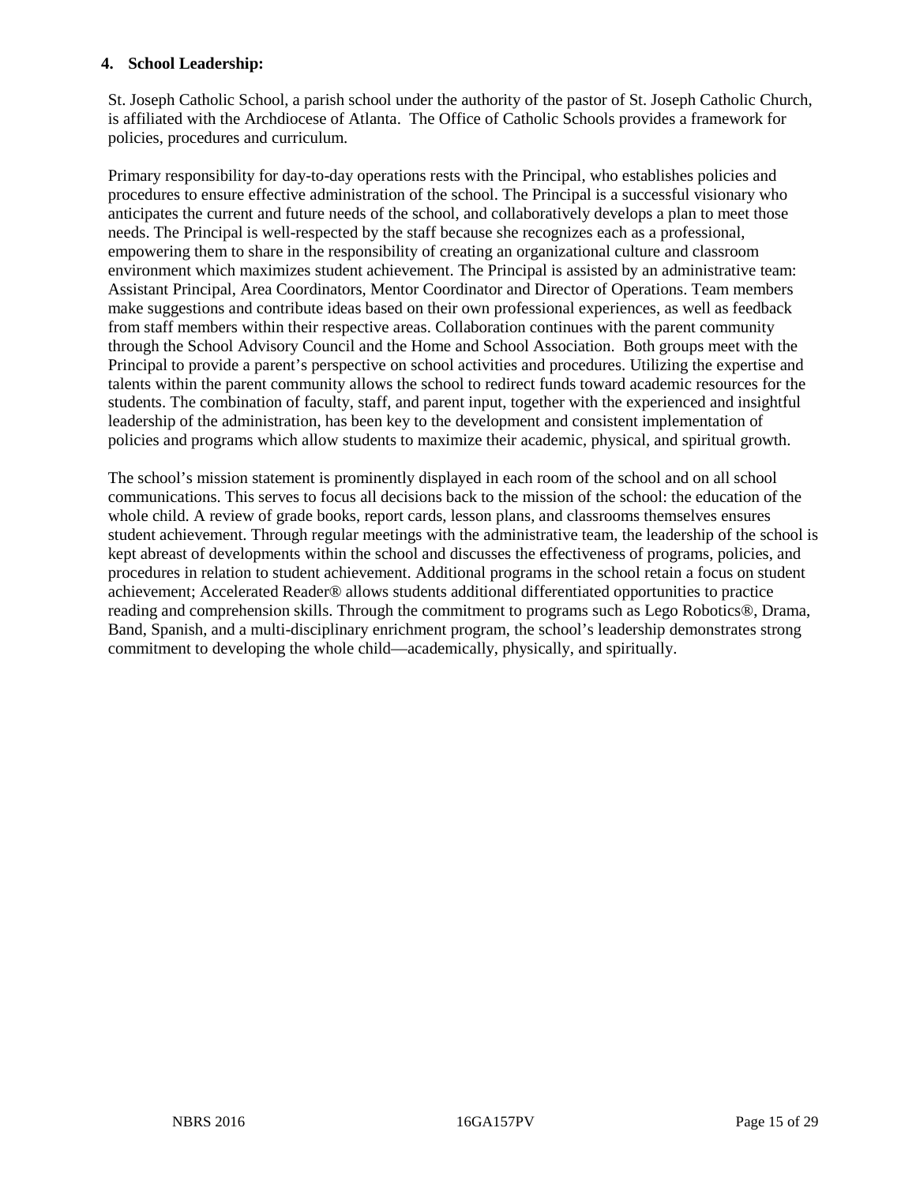**4. School Leadership:**

St. Joseph Catholic School, a parish school under the authority of the pastor of St. Joseph Catholic Church, is affiliated with the Archdiocese of Atlanta. The Office of Catholic Schools provides a framework for policies, procedures and curriculum.

Primary responsibility for day-to-day operations rests with the Principal, who establishes policies and procedures to ensure effective administration of the school. The Principal is a successful visionary who anticipates the current and future needs of the school, and collaboratively develops a plan to meet those needs. The Principal is well-respected by the staff because she recognizes each as a professional, empowering them to share in the responsibility of creating an organizational culture and classroom environment which maximizes student achievement. The Principal is assisted by an administrative team: Assistant Principal, Area Coordinators, Mentor Coordinator and Director of Operations. Team members make suggestions and contribute ideas based on their own professional experiences, as well as feedback from staff members within their respective areas. Collaboration continues with the parent community through the School Advisory Council and the Home and School Association. Both groups meet with the Principal to provide a parent's perspective on school activities and procedures. Utilizing the expertise and talents within the parent community allows the school to redirect funds toward academic resources for the students. The combination of faculty, staff, and parent input, together with the experienced and insightful leadership of the administration, has been key to the development and consistent implementation of policies and programs which allow students to maximize their academic, physical, and spiritual growth.

The school's mission statement is prominently displayed in each room of the school and on all school communications. This serves to focus all decisions back to the mission of the school: the education of the whole child. A review of grade books, report cards, lesson plans, and classrooms themselves ensures student achievement. Through regular meetings with the administrative team, the leadership of the school is kept abreast of developments within the school and discusses the effectiveness of programs, policies, and procedures in relation to student achievement. Additional programs in the school retain a focus on student achievement; Accelerated Reader® allows students additional differentiated opportunities to practice reading and comprehension skills. Through the commitment to programs such as Lego Robotics®, Drama, Band, Spanish, and a multi-disciplinary enrichment program, the school's leadership demonstrates strong commitment to developing the whole child—academically, physically, and spiritually.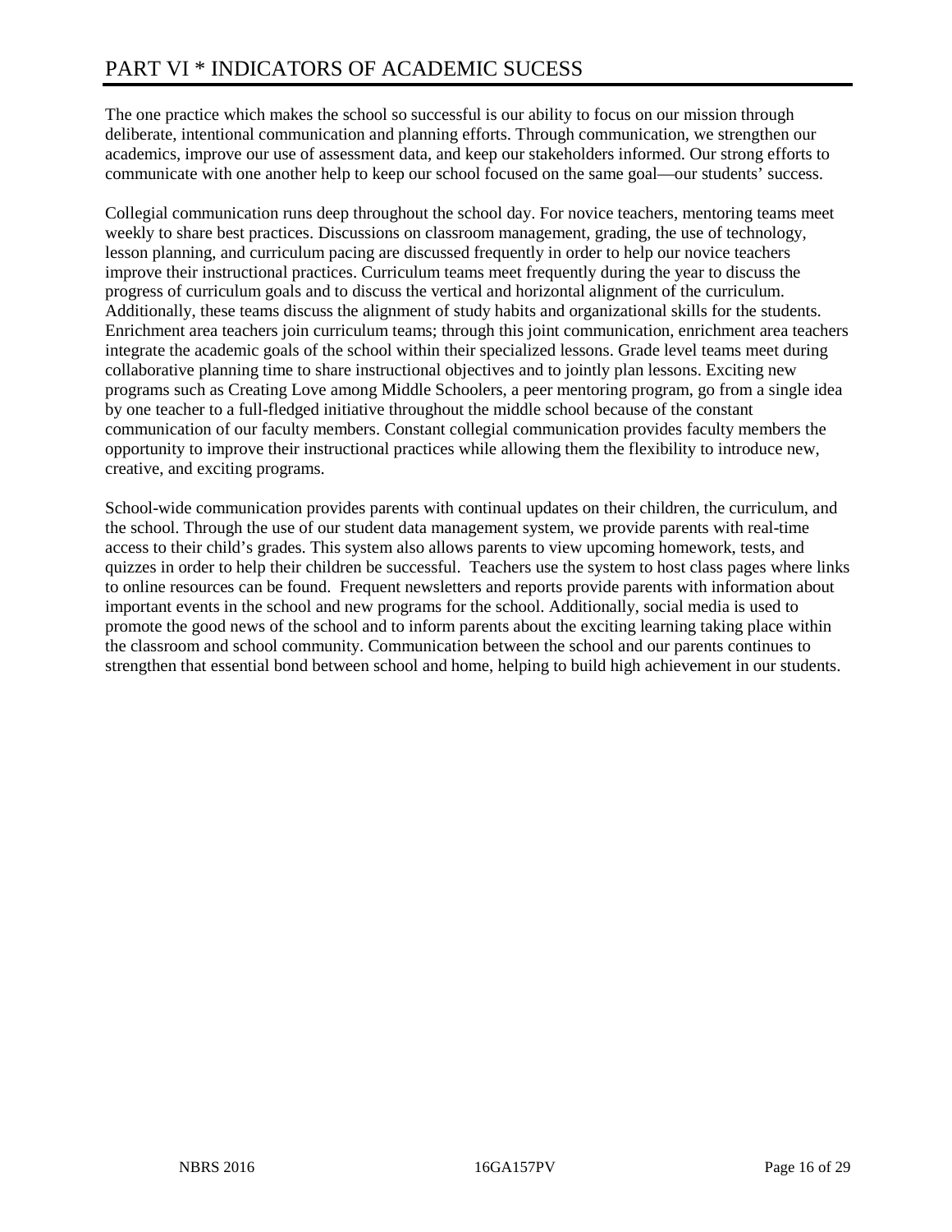# PART VI * INDICATORS OF ACADEMIC SUCESS

The one practice which makes the school so successful is our ability to focus on our mission through deliberate, intentional communication and planning efforts. Through communication, we strengthen our academics, improve our use of assessment data, and keep our stakeholders informed. Our strong efforts to communicate with one another help to keep our school focused on the same goal—our students' success.

Collegial communication runs deep throughout the school day. For novice teachers, mentoring teams meet weekly to share best practices. Discussions on classroom management, grading, the use of technology, lesson planning, and curriculum pacing are discussed frequently in order to help our novice teachers improve their instructional practices. Curriculum teams meet frequently during the year to discuss the progress of curriculum goals and to discuss the vertical and horizontal alignment of the curriculum. Additionally, these teams discuss the alignment of study habits and organizational skills for the students. Enrichment area teachers join curriculum teams; through this joint communication, enrichment area teachers integrate the academic goals of the school within their specialized lessons. Grade level teams meet during collaborative planning time to share instructional objectives and to jointly plan lessons. Exciting new programs such as Creating Love among Middle Schoolers, a peer mentoring program, go from a single idea by one teacher to a full-fledged initiative throughout the middle school because of the constant communication of our faculty members. Constant collegial communication provides faculty members the opportunity to improve their instructional practices while allowing them the flexibility to introduce new, creative, and exciting programs.

School-wide communication provides parents with continual updates on their children, the curriculum, and the school. Through the use of our student data management system, we provide parents with real-time access to their child's grades. This system also allows parents to view upcoming homework, tests, and quizzes in order to help their children be successful. Teachers use the system to host class pages where links to online resources can be found. Frequent newsletters and reports provide parents with information about important events in the school and new programs for the school. Additionally, social media is used to promote the good news of the school and to inform parents about the exciting learning taking place within the classroom and school community. Communication between the school and our parents continues to strengthen that essential bond between school and home, helping to build high achievement in our students.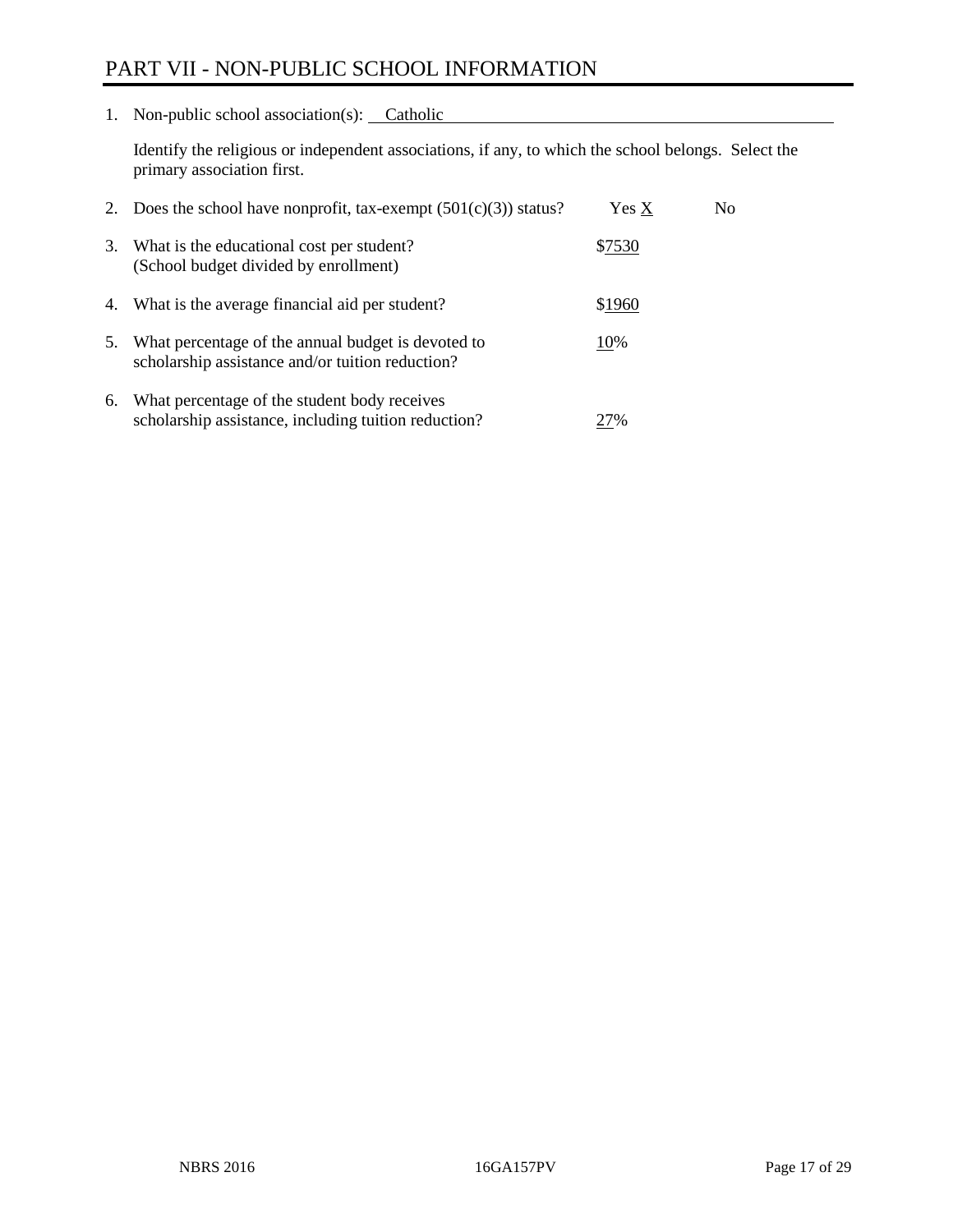# PART VII - NON-PUBLIC SCHOOL INFORMATION

1. Non-public school association(s): Catholic

   Identify the religious or independent associations, if any, to which the school belongs. Select the primary association first.

2. Does the school have nonprofit, tax-exempt (501(c)(3)) status? Yes X No

3. What is the educational cost per student? (School budget divided by enrollment) $7530

4. What is the average financial aid per student? $1960

5. What percentage of the annual budget is devoted to scholarship assistance and/or tuition reduction? 10%

6. What percentage of the student body receives scholarship assistance, including tuition reduction? 27%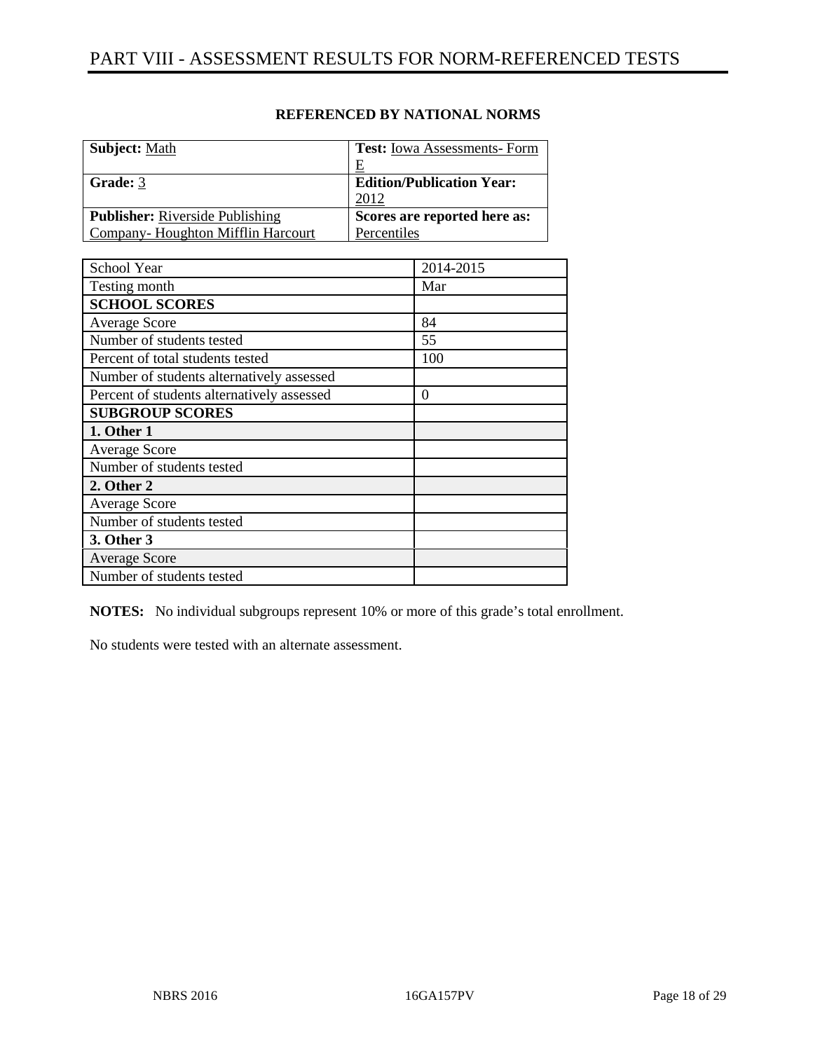# PART VIII - ASSESSMENT RESULTS FOR NORM-REFERENCED TESTS

**REFERENCED BY NATIONAL NORMS**

| **Subject:** Math | **Test:** Iowa Assessments- Form E |
|---|---|
| **Grade:** 3 | **Edition/Publication Year:** 2012 |
| **Publisher:** Riverside Publishing Company- Houghton Mifflin Harcourt | **Scores are reported here as:** Percentiles |

| School Year | 2014-2015 |
|---|---|
| Testing month | Mar |
| **SCHOOL SCORES** | |
| Average Score | 84 |
| Number of students tested | 55 |
| Percent of total students tested | 100 |
| Number of students alternatively assessed | |
| Percent of students alternatively assessed | 0 |
| **SUBGROUP SCORES** | |
| **1. Other 1** | |
| Average Score | |
| Number of students tested | |
| **2. Other 2** | |
| Average Score | |
| Number of students tested | |
| **3. Other 3** | |
| Average Score | |
| Number of students tested | |

**NOTES:** No individual subgroups represent 10% or more of this grade's total enrollment.

No students were tested with an alternate assessment.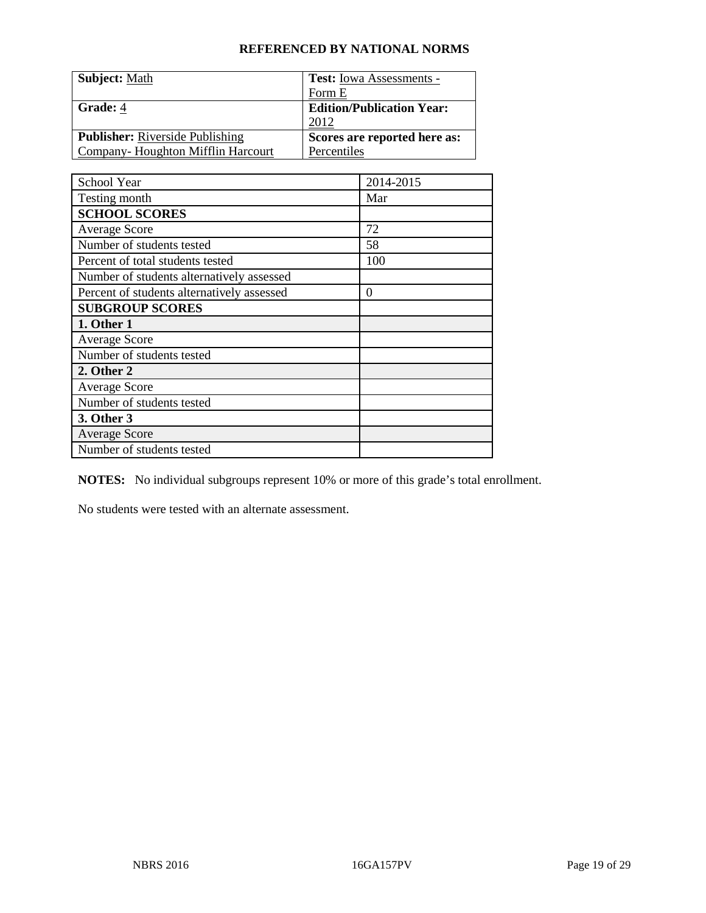**REFERENCED BY NATIONAL NORMS**

| **Subject:** Math | **Test:** Iowa Assessments - Form E |
|---|---|
| **Grade:** 4 | **Edition/Publication Year:** 2012 |
| **Publisher:** Riverside Publishing Company- Houghton Mifflin Harcourt | **Scores are reported here as:** Percentiles |

| School Year | 2014-2015 |
|---|---|
| Testing month | Mar |
| **SCHOOL SCORES** | |
| Average Score | 72 |
| Number of students tested | 58 |
| Percent of total students tested | 100 |
| Number of students alternatively assessed | |
| Percent of students alternatively assessed | 0 |
| **SUBGROUP SCORES** | |
| **1. Other 1** | |
| Average Score | |
| Number of students tested | |
| **2. Other 2** | |
| Average Score | |
| Number of students tested | |
| **3. Other 3** | |
| Average Score | |
| Number of students tested | |

**NOTES:** No individual subgroups represent 10% or more of this grade's total enrollment.

No students were tested with an alternate assessment.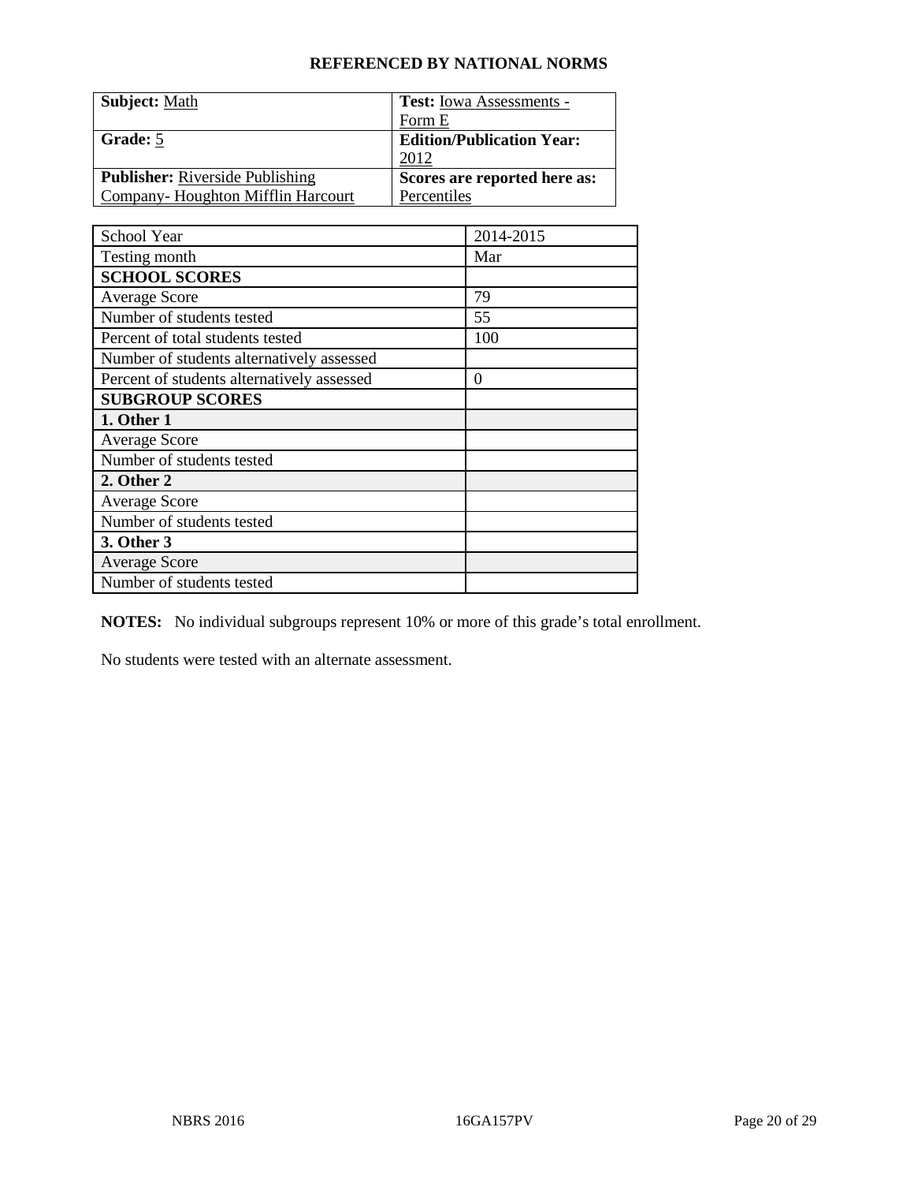**REFERENCED BY NATIONAL NORMS**

| **Subject:** Math | **Test:** Iowa Assessments - Form E |
|---|---|
| **Grade:** 5 | **Edition/Publication Year:** 2012 |
| **Publisher:** Riverside Publishing Company- Houghton Mifflin Harcourt | **Scores are reported here as:** Percentiles |

| School Year | 2014-2015 |
|---|---|
| Testing month | Mar |
| **SCHOOL SCORES** | |
| Average Score | 79 |
| Number of students tested | 55 |
| Percent of total students tested | 100 |
| Number of students alternatively assessed | |
| Percent of students alternatively assessed | 0 |
| **SUBGROUP SCORES** | |
| **1. Other 1** | |
| Average Score | |
| Number of students tested | |
| **2. Other 2** | |
| Average Score | |
| Number of students tested | |
| **3. Other 3** | |
| Average Score | |
| Number of students tested | |

**NOTES:** No individual subgroups represent 10% or more of this grade's total enrollment.

No students were tested with an alternate assessment.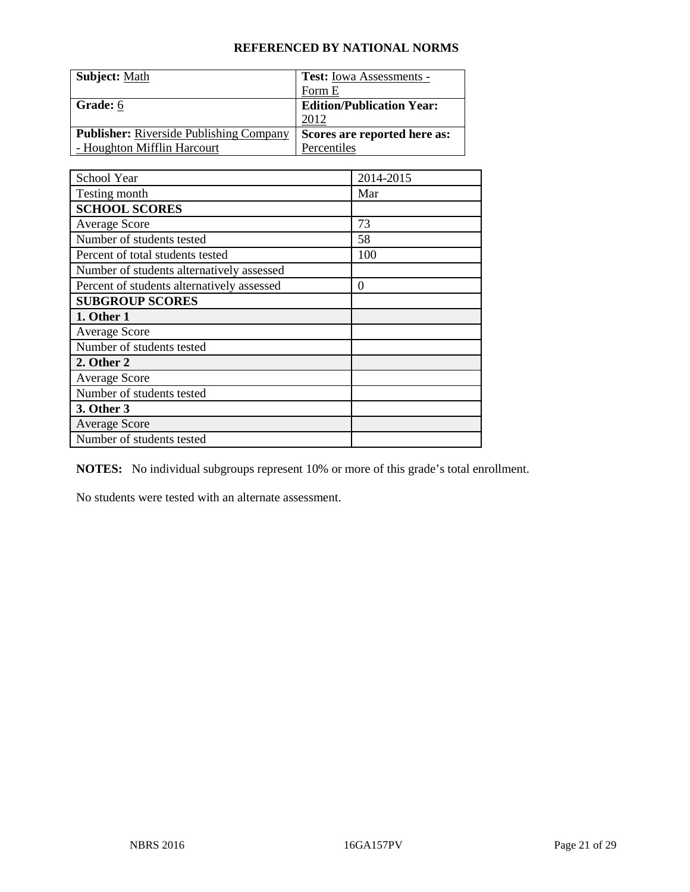## REFERENCED BY NATIONAL NORMS

| **Subject:** Math | **Test:** Iowa Assessments - Form E |
|---|---|
| **Grade:** 6 | **Edition/Publication Year:** 2012 |
| **Publisher:** Riverside Publishing Company - Houghton Mifflin Harcourt | **Scores are reported here as:** Percentiles |

| School Year | 2014-2015 |
|---|---|
| Testing month | Mar |
| **SCHOOL SCORES** | |
| Average Score | 73 |
| Number of students tested | 58 |
| Percent of total students tested | 100 |
| Number of students alternatively assessed | |
| Percent of students alternatively assessed | 0 |
| **SUBGROUP SCORES** | |
| **1. Other 1** | |
| Average Score | |
| Number of students tested | |
| **2. Other 2** | |
| Average Score | |
| Number of students tested | |
| **3. Other 3** | |
| Average Score | |
| Number of students tested | |

**NOTES:** No individual subgroups represent 10% or more of this grade's total enrollment.

No students were tested with an alternate assessment.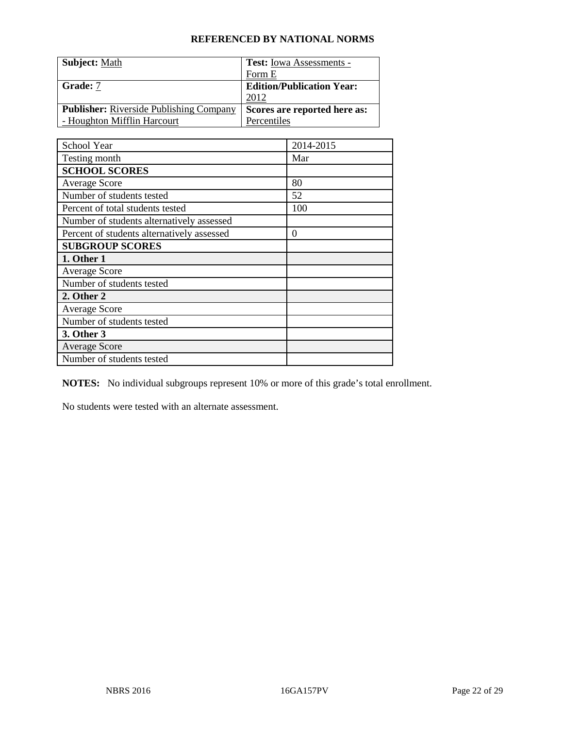## REFERENCED BY NATIONAL NORMS

| **Subject:** Math | **Test:** Iowa Assessments - Form E |
|---|---|
| **Grade:** 7 | **Edition/Publication Year:** 2012 |
| **Publisher:** Riverside Publishing Company - Houghton Mifflin Harcourt | **Scores are reported here as:** Percentiles |

| School Year | 2014-2015 |
|---|---|
| Testing month | Mar |
| **SCHOOL SCORES** | |
| Average Score | 80 |
| Number of students tested | 52 |
| Percent of total students tested | 100 |
| Number of students alternatively assessed | |
| Percent of students alternatively assessed | 0 |
| **SUBGROUP SCORES** | |
| **1. Other 1** | |
| Average Score | |
| Number of students tested | |
| **2. Other 2** | |
| Average Score | |
| Number of students tested | |
| **3. Other 3** | |
| Average Score | |
| Number of students tested | |

**NOTES:** No individual subgroups represent 10% or more of this grade's total enrollment.

No students were tested with an alternate assessment.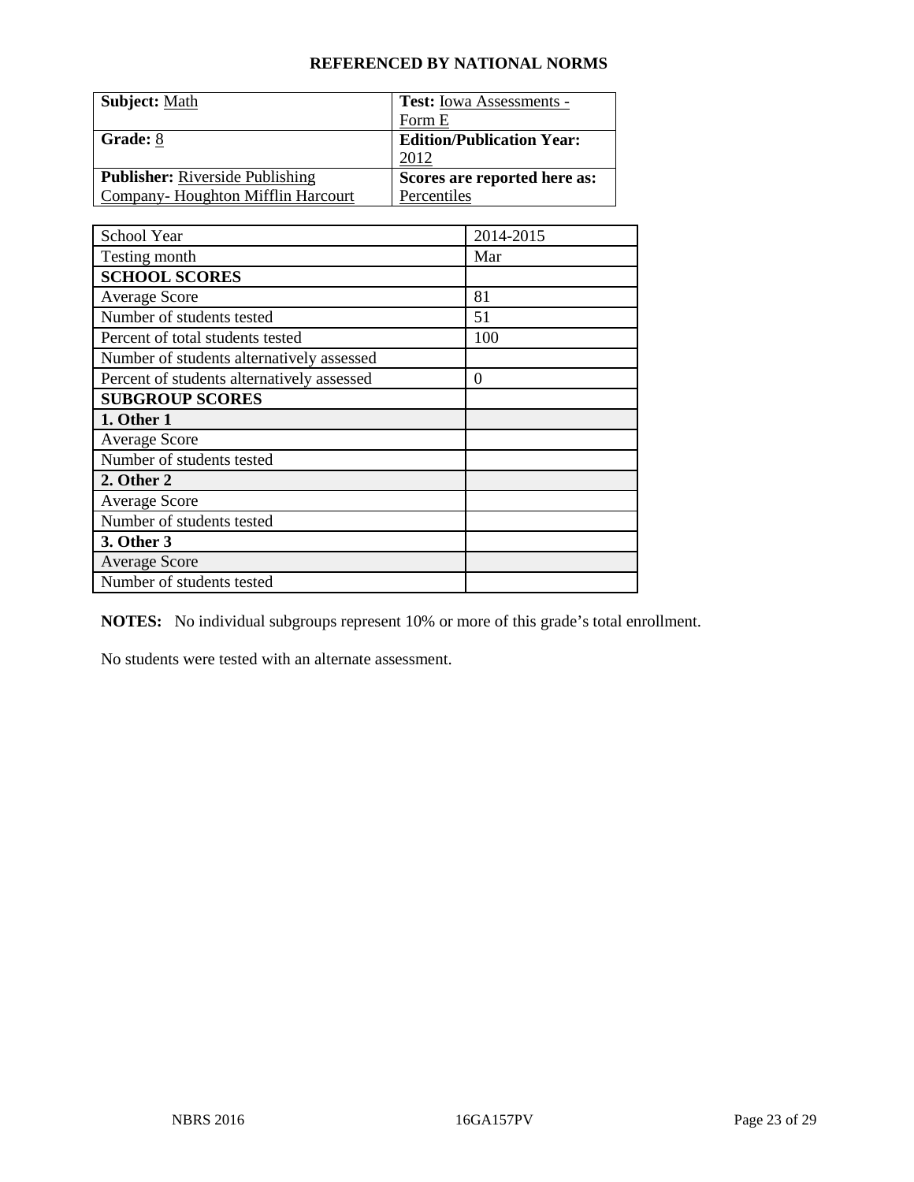**REFERENCED BY NATIONAL NORMS**

| **Subject:** Math | **Test:** Iowa Assessments - Form E |
|---|---|
| **Grade:** 8 | **Edition/Publication Year:** 2012 |
| **Publisher:** Riverside Publishing Company- Houghton Mifflin Harcourt | **Scores are reported here as:** Percentiles |

| School Year | 2014-2015 |
|---|---|
| Testing month | Mar |
| **SCHOOL SCORES** | |
| Average Score | 81 |
| Number of students tested | 51 |
| Percent of total students tested | 100 |
| Number of students alternatively assessed | |
| Percent of students alternatively assessed | 0 |
| **SUBGROUP SCORES** | |
| **1. Other 1** | |
| Average Score | |
| Number of students tested | |
| **2. Other 2** | |
| Average Score | |
| Number of students tested | |
| **3. Other 3** | |
| Average Score | |
| Number of students tested | |

**NOTES:** No individual subgroups represent 10% or more of this grade's total enrollment.

No students were tested with an alternate assessment.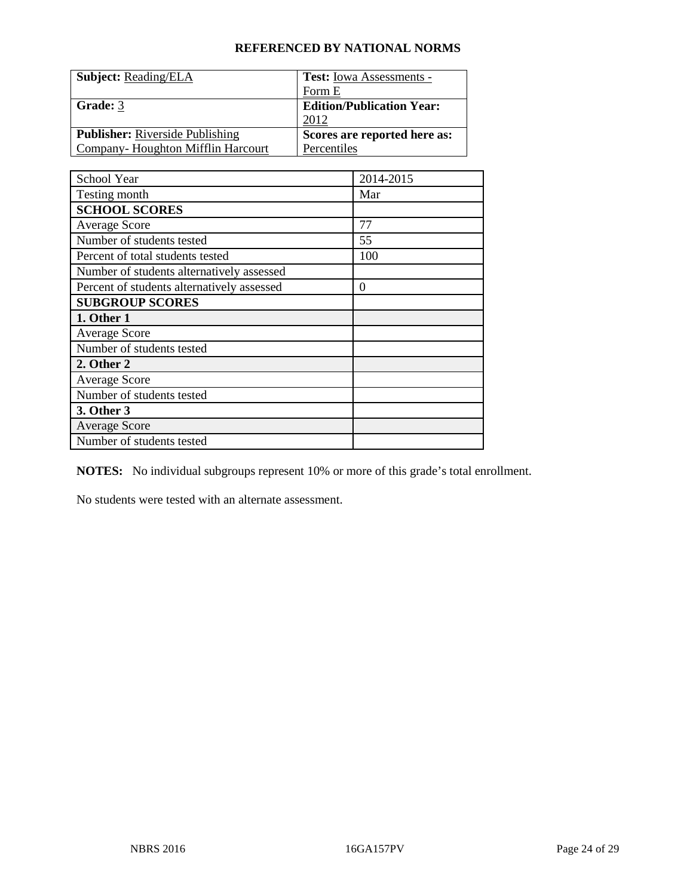## REFERENCED BY NATIONAL NORMS

| **Subject:** Reading/ELA | **Test:** Iowa Assessments - Form E |
|---|---|
| **Grade:** 3 | **Edition/Publication Year:** 2012 |
| **Publisher:** Riverside Publishing Company- Houghton Mifflin Harcourt | **Scores are reported here as:** Percentiles |

| School Year | 2014-2015 |
|---|---|
| Testing month | Mar |
| **SCHOOL SCORES** | |
| Average Score | 77 |
| Number of students tested | 55 |
| Percent of total students tested | 100 |
| Number of students alternatively assessed | |
| Percent of students alternatively assessed | 0 |
| **SUBGROUP SCORES** | |
| **1. Other 1** | |
| Average Score | |
| Number of students tested | |
| **2. Other 2** | |
| Average Score | |
| Number of students tested | |
| **3. Other 3** | |
| Average Score | |
| Number of students tested | |

**NOTES:** No individual subgroups represent 10% or more of this grade's total enrollment.

No students were tested with an alternate assessment.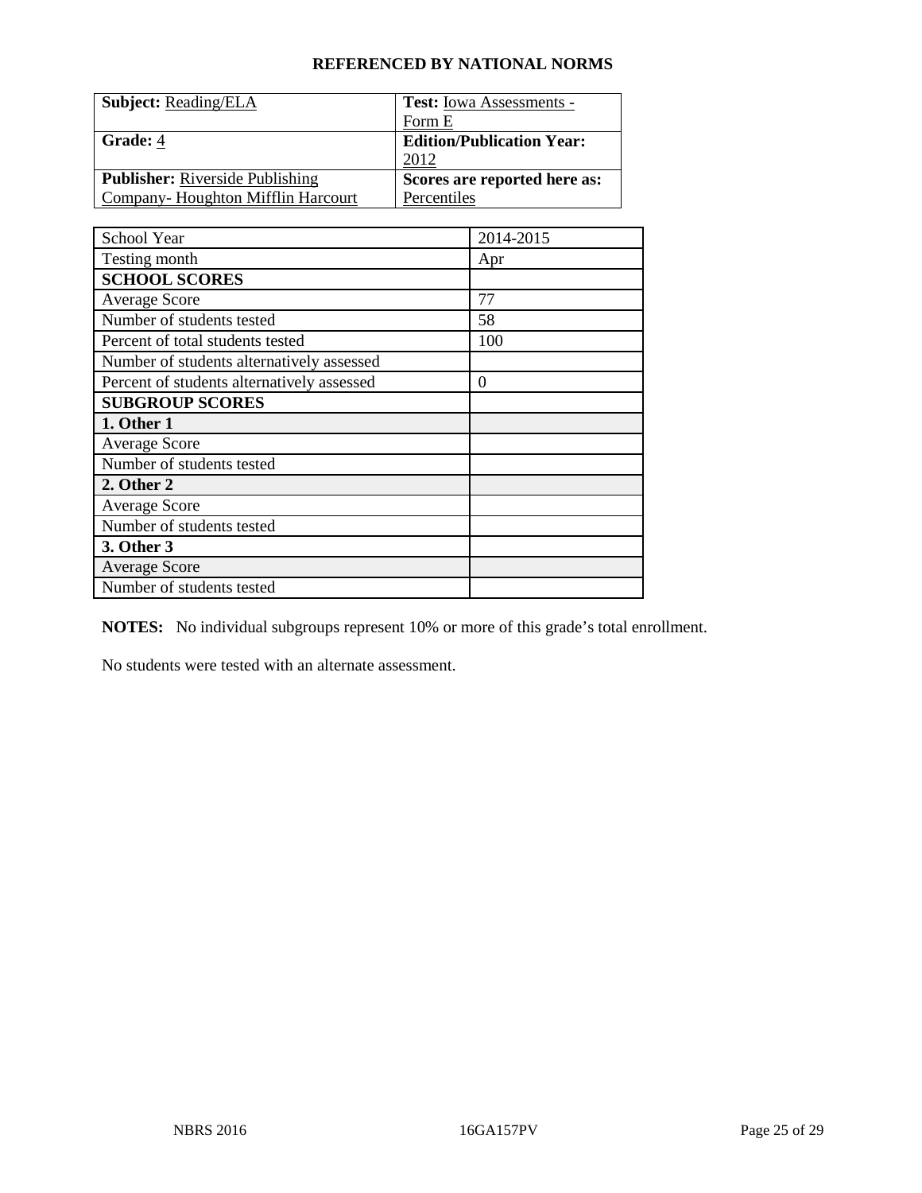**REFERENCED BY NATIONAL NORMS**

| **Subject:** Reading/ELA | **Test:** Iowa Assessments - Form E |
|---|---|
| **Grade:** 4 | **Edition/Publication Year:** 2012 |
| **Publisher:** Riverside Publishing Company- Houghton Mifflin Harcourt | **Scores are reported here as:** Percentiles |

| School Year | 2014-2015 |
|---|---|
| Testing month | Apr |
| **SCHOOL SCORES** | |
| Average Score | 77 |
| Number of students tested | 58 |
| Percent of total students tested | 100 |
| Number of students alternatively assessed | |
| Percent of students alternatively assessed | 0 |
| **SUBGROUP SCORES** | |
| **1. Other 1** | |
| Average Score | |
| Number of students tested | |
| **2. Other 2** | |
| Average Score | |
| Number of students tested | |
| **3. Other 3** | |
| Average Score | |
| Number of students tested | |

**NOTES:** No individual subgroups represent 10% or more of this grade's total enrollment.

No students were tested with an alternate assessment.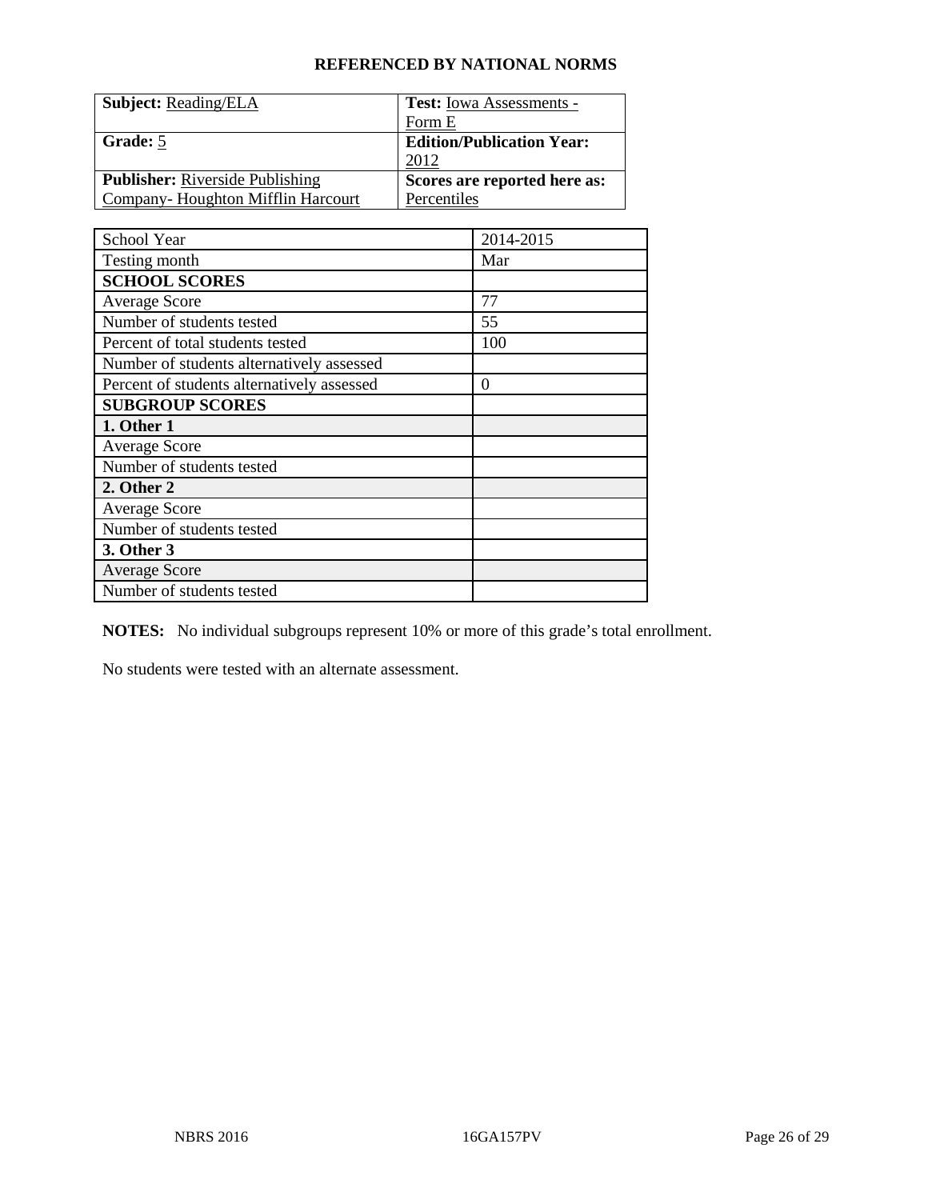**REFERENCED BY NATIONAL NORMS**

| **Subject:** Reading/ELA | **Test:** Iowa Assessments - Form E |
| --- | --- |
| **Grade:** 5 | **Edition/Publication Year:** 2012 |
| **Publisher:** Riverside Publishing Company- Houghton Mifflin Harcourt | **Scores are reported here as:** Percentiles |

| School Year | 2014-2015 |
| --- | --- |
| Testing month | Mar |
| **SCHOOL SCORES** | |
| Average Score | 77 |
| Number of students tested | 55 |
| Percent of total students tested | 100 |
| Number of students alternatively assessed | |
| Percent of students alternatively assessed | 0 |
| **SUBGROUP SCORES** | |
| **1. Other 1** | |
| Average Score | |
| Number of students tested | |
| **2. Other 2** | |
| Average Score | |
| Number of students tested | |
| **3. Other 3** | |
| Average Score | |
| Number of students tested | |

**NOTES:** No individual subgroups represent 10% or more of this grade's total enrollment.

No students were tested with an alternate assessment.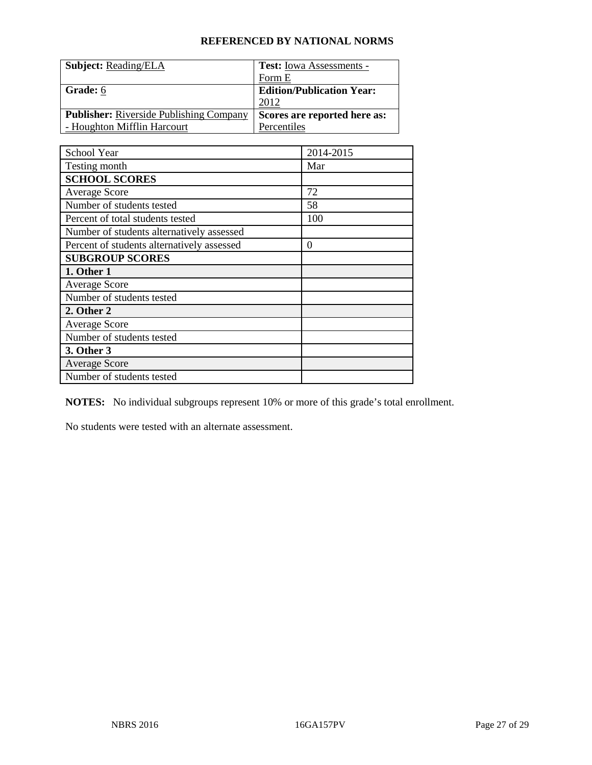## REFERENCED BY NATIONAL NORMS

| **Subject:** Reading/ELA | **Test:** Iowa Assessments - Form E |
|---|---|
| **Grade:** 6 | **Edition/Publication Year:** 2012 |
| **Publisher:** Riverside Publishing Company - Houghton Mifflin Harcourt | **Scores are reported here as:** Percentiles |

| School Year | 2014-2015 |
|---|---|
| Testing month | Mar |
| **SCHOOL SCORES** | |
| Average Score | 72 |
| Number of students tested | 58 |
| Percent of total students tested | 100 |
| Number of students alternatively assessed | |
| Percent of students alternatively assessed | 0 |
| **SUBGROUP SCORES** | |
| **1. Other 1** | |
| Average Score | |
| Number of students tested | |
| **2. Other 2** | |
| Average Score | |
| Number of students tested | |
| **3. Other 3** | |
| Average Score | |
| Number of students tested | |

**NOTES:** No individual subgroups represent 10% or more of this grade's total enrollment.

No students were tested with an alternate assessment.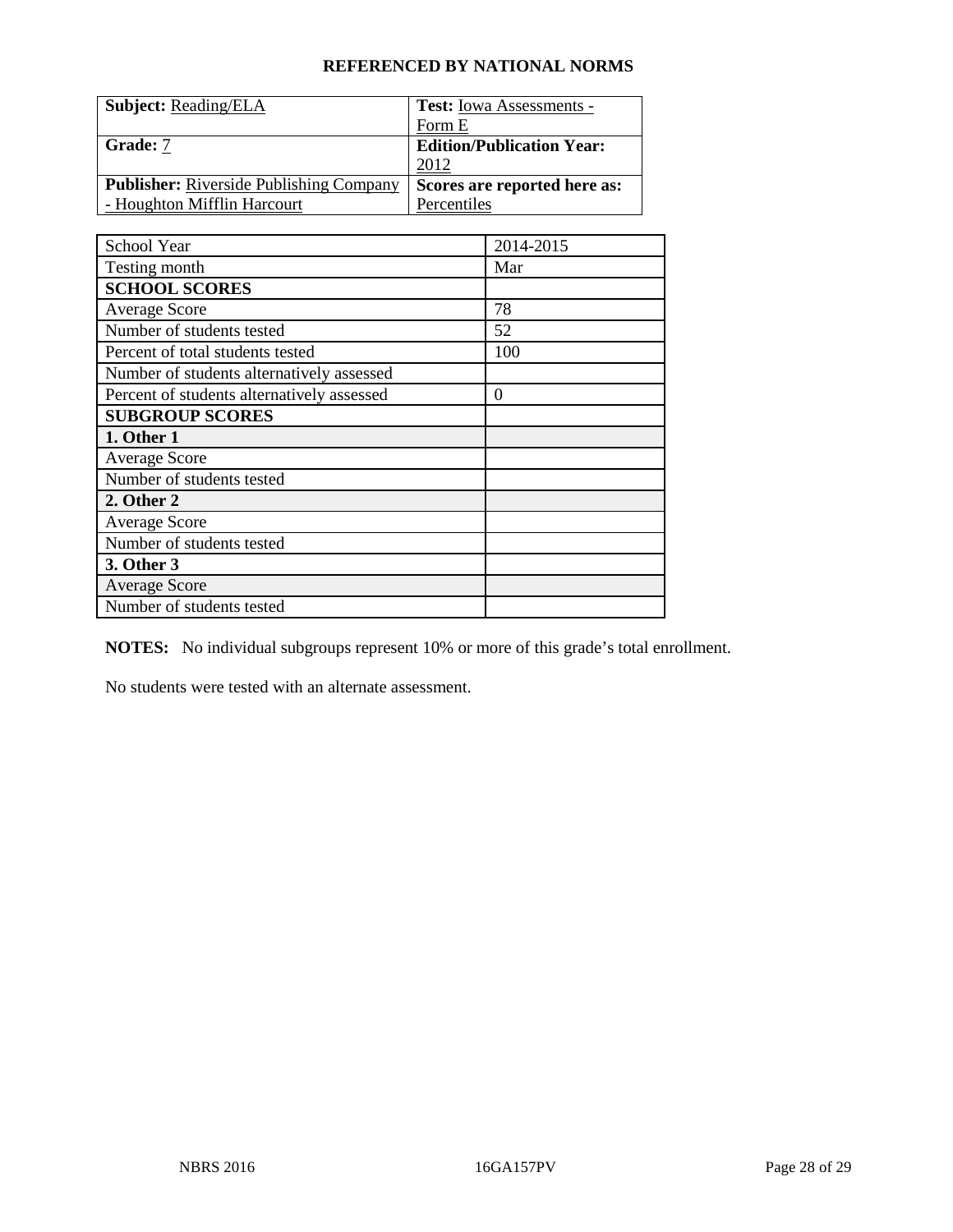**REFERENCED BY NATIONAL NORMS**

| **Subject:** Reading/ELA | **Test:** Iowa Assessments - Form E |
| --- | --- |
| **Grade:** 7 | **Edition/Publication Year:** 2012 |
| **Publisher:** Riverside Publishing Company - Houghton Mifflin Harcourt | **Scores are reported here as:** Percentiles |

| School Year | 2014-2015 |
| --- | --- |
| Testing month | Mar |
| **SCHOOL SCORES** | |
| Average Score | 78 |
| Number of students tested | 52 |
| Percent of total students tested | 100 |
| Number of students alternatively assessed | |
| Percent of students alternatively assessed | 0 |
| **SUBGROUP SCORES** | |
| **1. Other 1** | |
| Average Score | |
| Number of students tested | |
| **2. Other 2** | |
| Average Score | |
| Number of students tested | |
| **3. Other 3** | |
| Average Score | |
| Number of students tested | |

**NOTES:** No individual subgroups represent 10% or more of this grade's total enrollment.

No students were tested with an alternate assessment.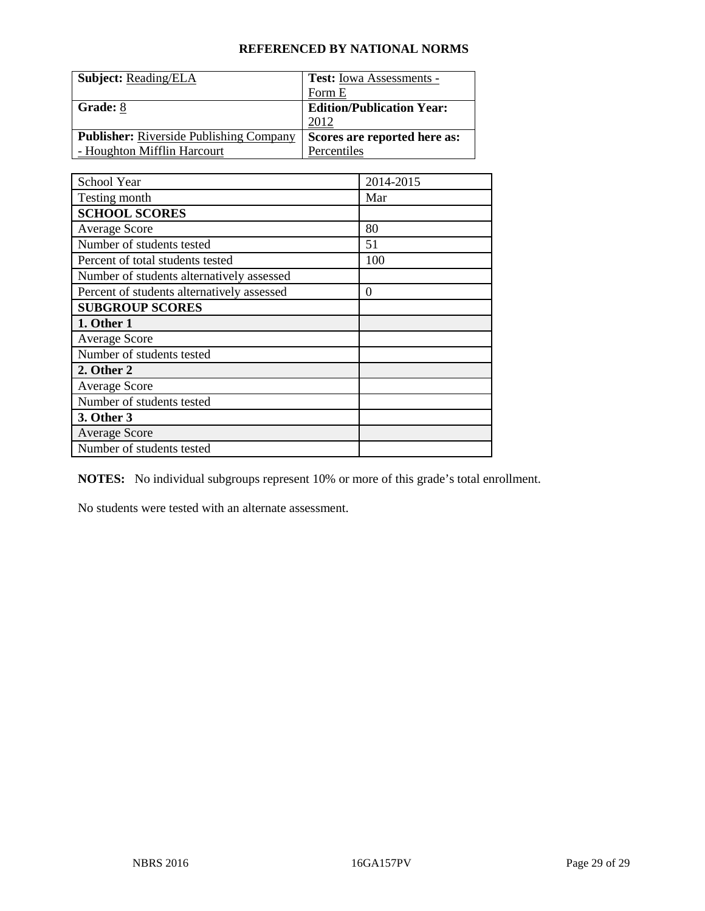**REFERENCED BY NATIONAL NORMS**

| | |
|---|---|
| **Subject:** Reading/ELA | **Test:** Iowa Assessments - Form E |
| **Grade:** 8 | **Edition/Publication Year:** 2012 |
| **Publisher:** Riverside Publishing Company - Houghton Mifflin Harcourt | **Scores are reported here as:** Percentiles |

| School Year | 2014-2015 |
|---|---|
| Testing month | Mar |
| **SCHOOL SCORES** | |
| Average Score | 80 |
| Number of students tested | 51 |
| Percent of total students tested | 100 |
| Number of students alternatively assessed | |
| Percent of students alternatively assessed | 0 |
| **SUBGROUP SCORES** | |
| **1. Other 1** | |
| Average Score | |
| Number of students tested | |
| **2. Other 2** | |
| Average Score | |
| Number of students tested | |
| **3. Other 3** | |
| Average Score | |
| Number of students tested | |

**NOTES:** No individual subgroups represent 10% or more of this grade's total enrollment.

No students were tested with an alternate assessment.